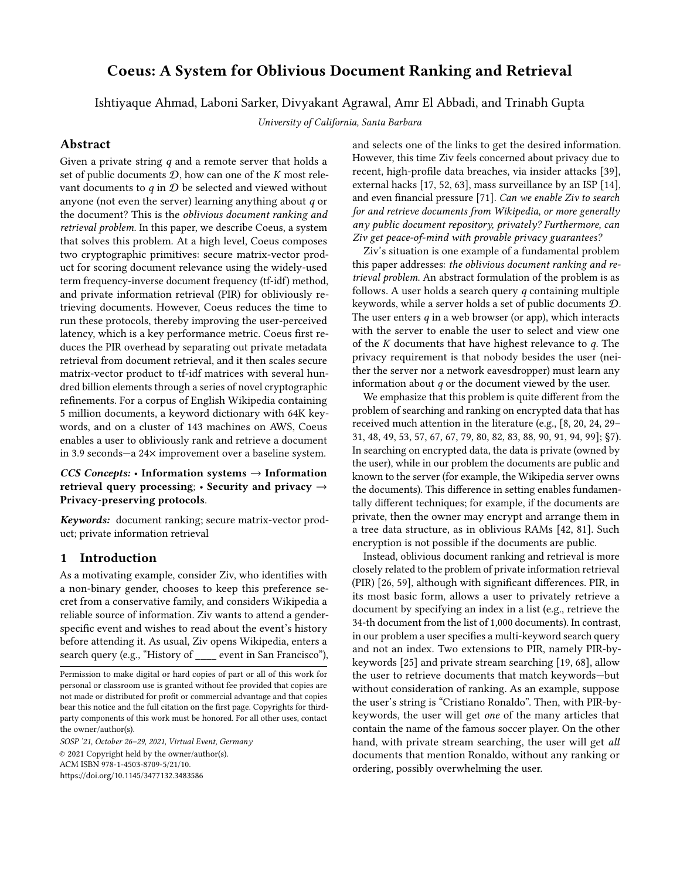# Coeus: A System for Oblivious Document Ranking and Retrieval

Ishtiyaque Ahmad, Laboni Sarker, Divyakant Agrawal, Amr El Abbadi, and Trinabh Gupta

*University of California, Santa Barbara*

## Abstract

Given a private string $q$ and a remote server that holds a set of public documents $\mathcal{D}$, how can one of the $K$ most relevant documents to $q$ in $\mathcal{D}$ be selected and viewed without anyone (not even the server) learning anything about $q$ or the document? This is the *oblivious document ranking and retrieval problem*. In this paper, we describe Coeus, a system that solves this problem. At a high level, Coeus composes two cryptographic primitives: secure matrix-vector product for scoring document relevance using the widely-used term frequency-inverse document frequency (tf-idf) method, and private information retrieval (PIR) for obliviously retrieving documents. However, Coeus reduces the time to run these protocols, thereby improving the user-perceived latency, which is a key performance metric. Coeus first reduces the PIR overhead by separating out private metadata retrieval from document retrieval, and it then scales secure matrix-vector product to tf-idf matrices with several hundred billion elements through a series of novel cryptographic refinements. For a corpus of English Wikipedia containing 5 million documents, a keyword dictionary with 64K keywords, and on a cluster of 143 machines on AWS, Coeus enables a user to obliviously rank and retrieve a document in 3.9 seconds—a 24× improvement over a baseline system.

***CCS Concepts:*** • **Information systems → Information retrieval query processing**; • **Security and privacy → Privacy-preserving protocols**.

***Keywords:*** document ranking; secure matrix-vector product; private information retrieval

## 1 Introduction

As a motivating example, consider Ziv, who identifies with a non-binary gender, chooses to keep this preference secret from a conservative family, and considers Wikipedia a reliable source of information. Ziv wants to attend a gender-specific event and wishes to read about the event's history before attending it. As usual, Ziv opens Wikipedia, enters a search query (e.g., "History of ____ event in San Francisco"), and selects one of the links to get the desired information. However, this time Ziv feels concerned about privacy due to recent, high-profile data breaches, via insider attacks [39], external hacks [17, 52, 63], mass surveillance by an ISP [14], and even financial pressure [71]. *Can we enable Ziv to search for and retrieve documents from Wikipedia, or more generally any public document repository, privately? Furthermore, can Ziv get peace-of-mind with provable privacy guarantees?*

Ziv's situation is one example of a fundamental problem this paper addresses: *the oblivious document ranking and retrieval problem*. An abstract formulation of the problem is as follows. A user holds a search query $q$ containing multiple keywords, while a server holds a set of public documents $\mathcal{D}$. The user enters $q$ in a web browser (or app), which interacts with the server to enable the user to select and view one of the $K$ documents that have highest relevance to $q$. The privacy requirement is that nobody besides the user (neither the server nor a network eavesdropper) must learn any information about $q$ or the document viewed by the user.

We emphasize that this problem is quite different from the problem of searching and ranking on encrypted data that has received much attention in the literature (e.g., [8, 20, 24, 29–31, 48, 49, 53, 57, 67, 67, 79, 80, 82, 83, 88, 90, 91, 94, 99]; §7). In searching on encrypted data, the data is private (owned by the user), while in our problem the documents are public and known to the server (for example, the Wikipedia server owns the documents). This difference in setting enables fundamentally different techniques; for example, if the documents are private, then the owner may encrypt and arrange them in a tree data structure, as in oblivious RAMs [42, 81]. Such encryption is not possible if the documents are public.

Instead, oblivious document ranking and retrieval is more closely related to the problem of private information retrieval (PIR) [26, 59], although with significant differences. PIR, in its most basic form, allows a user to privately retrieve a document by specifying an index in a list (e.g., retrieve the 34-th document from the list of 1,000 documents). In contrast, in our problem a user specifies a multi-keyword search query and not an index. Two extensions to PIR, namely PIR-by-keywords [25] and private stream searching [19, 68], allow the user to retrieve documents that match keywords—but without consideration of ranking. As an example, suppose the user's string is "Cristiano Ronaldo". Then, with PIR-by-keywords, the user will get *one* of the many articles that contain the name of the famous soccer player. On the other hand, with private stream searching, the user will get *all* documents that mention Ronaldo, without any ranking or ordering, possibly overwhelming the user.

Permission to make digital or hard copies of part or all of this work for personal or classroom use is granted without fee provided that copies are not made or distributed for profit or commercial advantage and that copies bear this notice and the full citation on the first page. Copyrights for third-party components of this work must be honored. For all other uses, contact the owner/author(s).

*SOSP '21, October 26–29, 2021, Virtual Event, Germany*

© 2021 Copyright held by the owner/author(s).

ACM ISBN 978-1-4503-8709-5/21/10.

https://doi.org/10.1145/3477132.3483586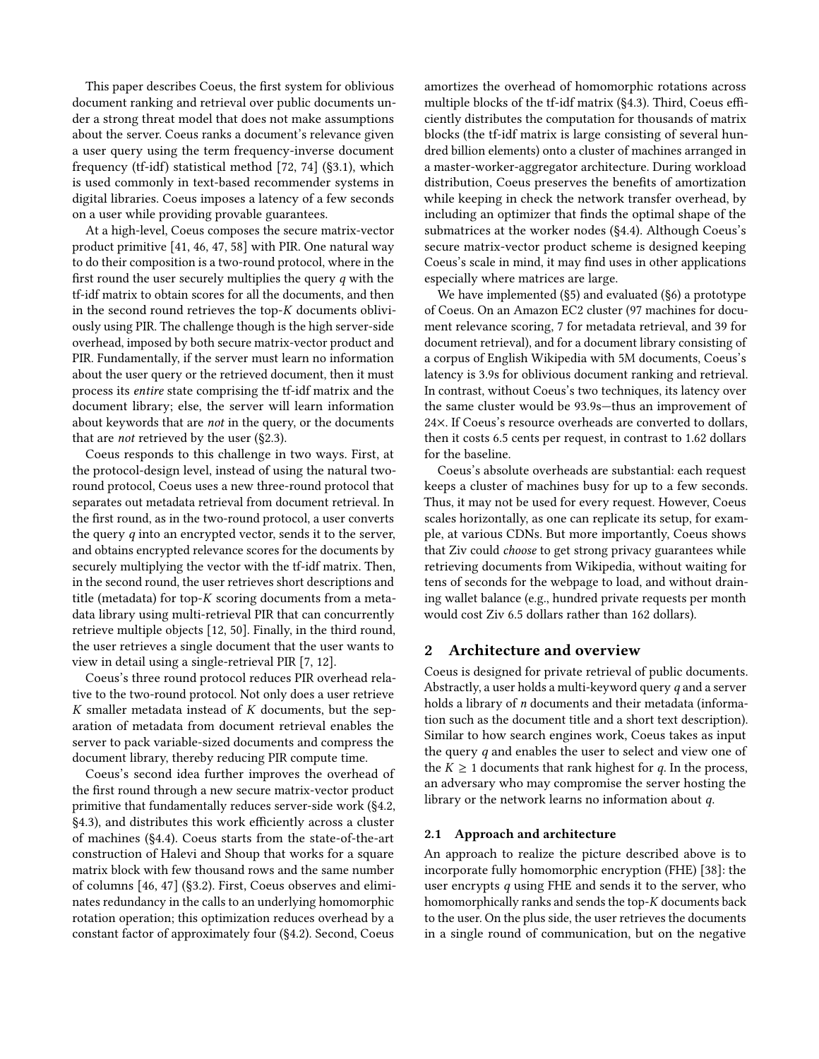This paper describes Coeus, the first system for oblivious document ranking and retrieval over public documents under a strong threat model that does not make assumptions about the server. Coeus ranks a document's relevance given a user query using the term frequency-inverse document frequency (tf-idf) statistical method [72, 74] (§3.1), which is used commonly in text-based recommender systems in digital libraries. Coeus imposes a latency of a few seconds on a user while providing provable guarantees.

At a high-level, Coeus composes the secure matrix-vector product primitive [41, 46, 47, 58] with PIR. One natural way to do their composition is a two-round protocol, where in the first round the user securely multiplies the query $q$ with the tf-idf matrix to obtain scores for all the documents, and then in the second round retrieves the top-$K$ documents obliviously using PIR. The challenge though is the high server-side overhead, imposed by both secure matrix-vector product and PIR. Fundamentally, if the server must learn no information about the user query or the retrieved document, then it must process its *entire* state comprising the tf-idf matrix and the document library; else, the server will learn information about keywords that are *not* in the query, or the documents that are *not* retrieved by the user (§2.3).

Coeus responds to this challenge in two ways. First, at the protocol-design level, instead of using the natural two-round protocol, Coeus uses a new three-round protocol that separates out metadata retrieval from document retrieval. In the first round, as in the two-round protocol, a user converts the query $q$ into an encrypted vector, sends it to the server, and obtains encrypted relevance scores for the documents by securely multiplying the vector with the tf-idf matrix. Then, in the second round, the user retrieves short descriptions and title (metadata) for top-$K$ scoring documents from a metadata library using multi-retrieval PIR that can concurrently retrieve multiple objects [12, 50]. Finally, in the third round, the user retrieves a single document that the user wants to view in detail using a single-retrieval PIR [7, 12].

Coeus's three round protocol reduces PIR overhead relative to the two-round protocol. Not only does a user retrieve $K$ smaller metadata instead of $K$ documents, but the separation of metadata from document retrieval enables the server to pack variable-sized documents and compress the document library, thereby reducing PIR compute time.

Coeus's second idea further improves the overhead of the first round through a new secure matrix-vector product primitive that fundamentally reduces server-side work (§4.2, §4.3), and distributes this work efficiently across a cluster of machines (§4.4). Coeus starts from the state-of-the-art construction of Halevi and Shoup that works for a square matrix block with few thousand rows and the same number of columns [46, 47] (§3.2). First, Coeus observes and eliminates redundancy in the calls to an underlying homomorphic rotation operation; this optimization reduces overhead by a constant factor of approximately four (§4.2). Second, Coeus amortizes the overhead of homomorphic rotations across multiple blocks of the tf-idf matrix (§4.3). Third, Coeus efficiently distributes the computation for thousands of matrix blocks (the tf-idf matrix is large consisting of several hundred billion elements) onto a cluster of machines arranged in a master-worker-aggregator architecture. During workload distribution, Coeus preserves the benefits of amortization while keeping in check the network transfer overhead, by including an optimizer that finds the optimal shape of the submatrices at the worker nodes (§4.4). Although Coeus's secure matrix-vector product scheme is designed keeping Coeus's scale in mind, it may find uses in other applications especially where matrices are large.

We have implemented (§5) and evaluated (§6) a prototype of Coeus. On an Amazon EC2 cluster (97 machines for document relevance scoring, 7 for metadata retrieval, and 39 for document retrieval), and for a document library consisting of a corpus of English Wikipedia with 5M documents, Coeus's latency is 3.9s for oblivious document ranking and retrieval. In contrast, without Coeus's two techniques, its latency over the same cluster would be 93.9s—thus an improvement of 24×. If Coeus's resource overheads are converted to dollars, then it costs 6.5 cents per request, in contrast to 1.62 dollars for the baseline.

Coeus's absolute overheads are substantial: each request keeps a cluster of machines busy for up to a few seconds. Thus, it may not be used for every request. However, Coeus scales horizontally, as one can replicate its setup, for example, at various CDNs. But more importantly, Coeus shows that Ziv could *choose* to get strong privacy guarantees while retrieving documents from Wikipedia, without waiting for tens of seconds for the webpage to load, and without draining wallet balance (e.g., hundred private requests per month would cost Ziv 6.5 dollars rather than 162 dollars).

## 2 Architecture and overview

Coeus is designed for private retrieval of public documents. Abstractly, a user holds a multi-keyword query $q$ and a server holds a library of $n$ documents and their metadata (information such as the document title and a short text description). Similar to how search engines work, Coeus takes as input the query $q$ and enables the user to select and view one of the $K \geq 1$ documents that rank highest for $q$. In the process, an adversary who may compromise the server hosting the library or the network learns no information about $q$.

### 2.1 Approach and architecture

An approach to realize the picture described above is to incorporate fully homomorphic encryption (FHE) [38]: the user encrypts $q$ using FHE and sends it to the server, who homomorphically ranks and sends the top-$K$ documents back to the user. On the plus side, the user retrieves the documents in a single round of communication, but on the negative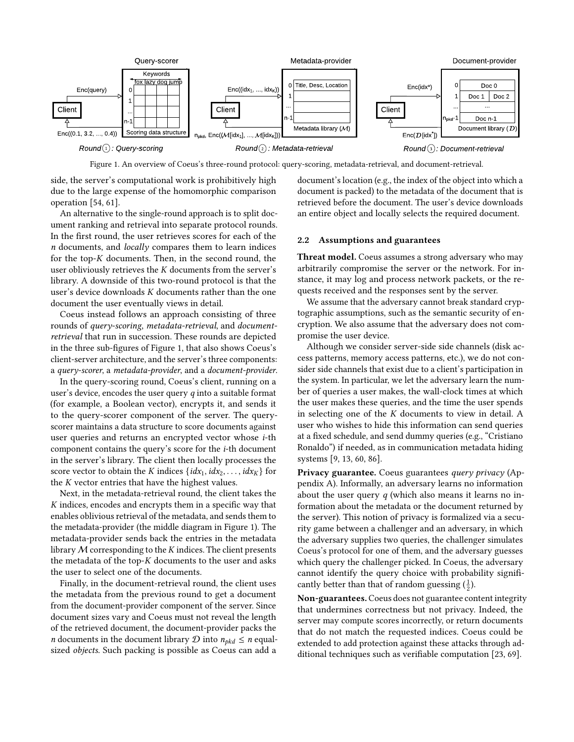Figure 1. An overview of Coeus's three-round protocol: query-scoring, metadata-retrieval, and document-retrieval.

side, the server's computational work is prohibitively high due to the large expense of the homomorphic comparison operation [54, 61].

An alternative to the single-round approach is to split document ranking and retrieval into separate protocol rounds. In the first round, the user retrieves scores for each of the $n$ documents, and *locally* compares them to learn indices for the top-$K$ documents. Then, in the second round, the user obliviously retrieves the $K$ documents from the server's library. A downside of this two-round protocol is that the user's device downloads $K$ documents rather than the one document the user eventually views in detail.

Coeus instead follows an approach consisting of three rounds of *query-scoring*, *metadata-retrieval*, and *document-retrieval* that run in succession. These rounds are depicted in the three sub-figures of Figure 1, that also shows Coeus's client-server architecture, and the server's three components: a *query-scorer*, a *metadata-provider*, and a *document-provider*.

In the query-scoring round, Coeus's client, running on a user's device, encodes the user query $q$ into a suitable format (for example, a Boolean vector), encrypts it, and sends it to the query-scorer component of the server. The query-scorer maintains a data structure to score documents against user queries and returns an encrypted vector whose $i$-th component contains the query's score for the $i$-th document in the server's library. The client then locally processes the score vector to obtain the $K$ indices $\{idx_1, idx_2, \ldots, idx_K\}$ for the $K$ vector entries that have the highest values.

Next, in the metadata-retrieval round, the client takes the $K$ indices, encodes and encrypts them in a specific way that enables oblivious retrieval of the metadata, and sends them to the metadata-provider (the middle diagram in Figure 1). The metadata-provider sends back the entries in the metadata library $\mathcal{M}$ corresponding to the $K$ indices. The client presents the metadata of the top-$K$ documents to the user and asks the user to select one of the documents.

Finally, in the document-retrieval round, the client uses the metadata from the previous round to get a document from the document-provider component of the server. Since document sizes vary and Coeus must not reveal the length of the retrieved document, the document-provider packs the $n$ documents in the document library $\mathcal{D}$ into $n_{pkd} \leq n$ equal-sized *objects*. Such packing is possible as Coeus can add a document's location (e.g., the index of the object into which a document is packed) to the metadata of the document that is retrieved before the document. The user's device downloads an entire object and locally selects the required document.

## 2.2 Assumptions and guarantees

**Threat model.** Coeus assumes a strong adversary who may arbitrarily compromise the server or the network. For instance, it may log and process network packets, or the requests received and the responses sent by the server.

We assume that the adversary cannot break standard cryptographic assumptions, such as the semantic security of encryption. We also assume that the adversary does not compromise the user device.

Although we consider server-side side channels (disk access patterns, memory access patterns, etc.), we do not consider side channels that exist due to a client's participation in the system. In particular, we let the adversary learn the number of queries a user makes, the wall-clock times at which the user makes these queries, and the time the user spends in selecting one of the $K$ documents to view in detail. A user who wishes to hide this information can send queries at a fixed schedule, and send dummy queries (e.g., "Cristiano Ronaldo") if needed, as in communication metadata hiding systems [9, 13, 60, 86].

**Privacy guarantee.** Coeus guarantees *query privacy* (Appendix A). Informally, an adversary learns no information about the user query $q$ (which also means it learns no information about the metadata or the document returned by the server). This notion of privacy is formalized via a security game between a challenger and an adversary, in which the adversary supplies two queries, the challenger simulates Coeus's protocol for one of them, and the adversary guesses which query the challenger picked. In Coeus, the adversary cannot identify the query choice with probability significantly better than that of random guessing ($\frac{1}{2}$).

**Non-guarantees.** Coeus does not guarantee content integrity that undermines correctness but not privacy. Indeed, the server may compute scores incorrectly, or return documents that do not match the requested indices. Coeus could be extended to add protection against these attacks through additional techniques such as verifiable computation [23, 69].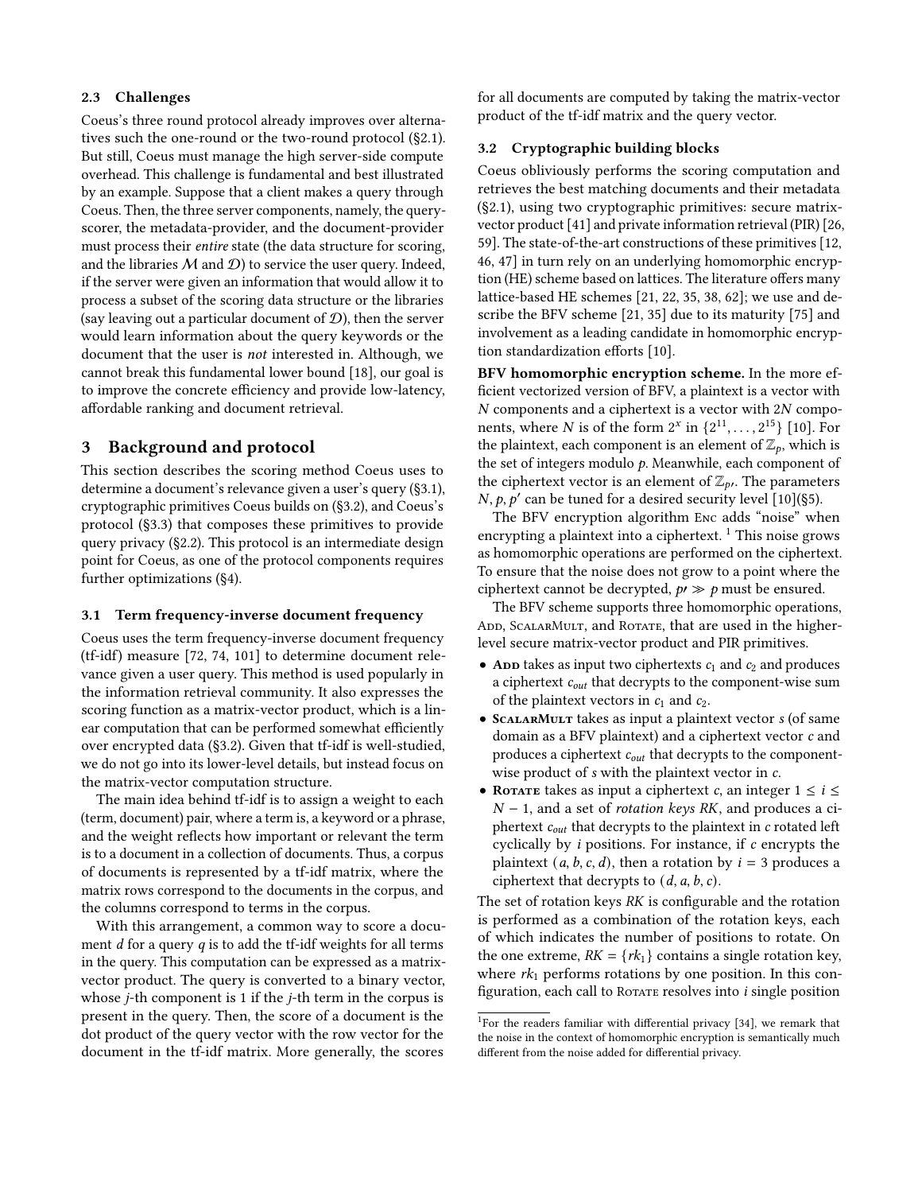### 2.3 Challenges

Coeus's three round protocol already improves over alternatives such the one-round or the two-round protocol (§2.1). But still, Coeus must manage the high server-side compute overhead. This challenge is fundamental and best illustrated by an example. Suppose that a client makes a query through Coeus. Then, the three server components, namely, the query-scorer, the metadata-provider, and the document-provider must process their *entire* state (the data structure for scoring, and the libraries $\mathcal{M}$ and $\mathcal{D}$) to service the user query. Indeed, if the server were given an information that would allow it to process a subset of the scoring data structure or the libraries (say leaving out a particular document of $\mathcal{D}$), then the server would learn information about the query keywords or the document that the user is *not* interested in. Although, we cannot break this fundamental lower bound [18], our goal is to improve the concrete efficiency and provide low-latency, affordable ranking and document retrieval.

## 3 Background and protocol

This section describes the scoring method Coeus uses to determine a document's relevance given a user's query (§3.1), cryptographic primitives Coeus builds on (§3.2), and Coeus's protocol (§3.3) that composes these primitives to provide query privacy (§2.2). This protocol is an intermediate design point for Coeus, as one of the protocol components requires further optimizations (§4).

### 3.1 Term frequency-inverse document frequency

Coeus uses the term frequency-inverse document frequency (tf-idf) measure [72, 74, 101] to determine document relevance given a user query. This method is used popularly in the information retrieval community. It also expresses the scoring function as a matrix-vector product, which is a linear computation that can be performed somewhat efficiently over encrypted data (§3.2). Given that tf-idf is well-studied, we do not go into its lower-level details, but instead focus on the matrix-vector computation structure.

The main idea behind tf-idf is to assign a weight to each (term, document) pair, where a term is, a keyword or a phrase, and the weight reflects how important or relevant the term is to a document in a collection of documents. Thus, a corpus of documents is represented by a tf-idf matrix, where the matrix rows correspond to the documents in the corpus, and the columns correspond to terms in the corpus.

With this arrangement, a common way to score a document $d$ for a query $q$ is to add the tf-idf weights for all terms in the query. This computation can be expressed as a matrix-vector product. The query is converted to a binary vector, whose $j$-th component is 1 if the $j$-th term in the corpus is present in the query. Then, the score of a document is the dot product of the query vector with the row vector for the document in the tf-idf matrix. More generally, the scores for all documents are computed by taking the matrix-vector product of the tf-idf matrix and the query vector.

### 3.2 Cryptographic building blocks

Coeus obliviously performs the scoring computation and retrieves the best matching documents and their metadata (§2.1), using two cryptographic primitives: secure matrix-vector product [41] and private information retrieval (PIR) [26, 59]. The state-of-the-art constructions of these primitives [12, 46, 47] in turn rely on an underlying homomorphic encryption (HE) scheme based on lattices. The literature offers many lattice-based HE schemes [21, 22, 35, 38, 62]; we use and describe the BFV scheme [21, 35] due to its maturity [75] and involvement as a leading candidate in homomorphic encryption standardization efforts [10].

**BFV homomorphic encryption scheme.** In the more efficient vectorized version of BFV, a plaintext is a vector with $N$ components and a ciphertext is a vector with $2N$ components, where $N$ is of the form $2^x$ in $\{2^{11}, \ldots, 2^{15}\}$ [10]. For the plaintext, each component is an element of $\mathbb{Z}_p$, which is the set of integers modulo $p$. Meanwhile, each component of the ciphertext vector is an element of $\mathbb{Z}_{p'}$. The parameters $N, p, p'$ can be tuned for a desired security level [10](§5).

The BFV encryption algorithm Enc adds "noise" when encrypting a plaintext into a ciphertext. [1] This noise grows as homomorphic operations are performed on the ciphertext. To ensure that the noise does not grow to a point where the ciphertext cannot be decrypted, $p' \gg p$ must be ensured.

The BFV scheme supports three homomorphic operations, Add, ScalarMult, and Rotate, that are used in the higher-level secure matrix-vector product and PIR primitives.

- **Add** takes as input two ciphertexts $c_1$ and $c_2$ and produces a ciphertext $c_{out}$ that decrypts to the component-wise sum of the plaintext vectors in $c_1$ and $c_2$.
- **ScalarMult** takes as input a plaintext vector $s$ (of same domain as a BFV plaintext) and a ciphertext vector $c$ and produces a ciphertext $c_{out}$ that decrypts to the component-wise product of $s$ with the plaintext vector in $c$.
- **Rotate** takes as input a ciphertext $c$, an integer $1 \leq i \leq N-1$, and a set of *rotation keys RK*, and produces a ciphertext $c_{out}$ that decrypts to the plaintext in $c$ rotated left cyclically by $i$ positions. For instance, if $c$ encrypts the plaintext $(a, b, c, d)$, then a rotation by $i = 3$ produces a ciphertext that decrypts to $(d, a, b, c)$.

The set of rotation keys $RK$ is configurable and the rotation is performed as a combination of the rotation keys, each of which indicates the number of positions to rotate. On the one extreme, $RK = \{rk_1\}$ contains a single rotation key, where $rk_1$ performs rotations by one position. In this configuration, each call to Rotate resolves into $i$ single position

[1] For the readers familiar with differential privacy [34], we remark that the noise in the context of homomorphic encryption is semantically much different from the noise added for differential privacy.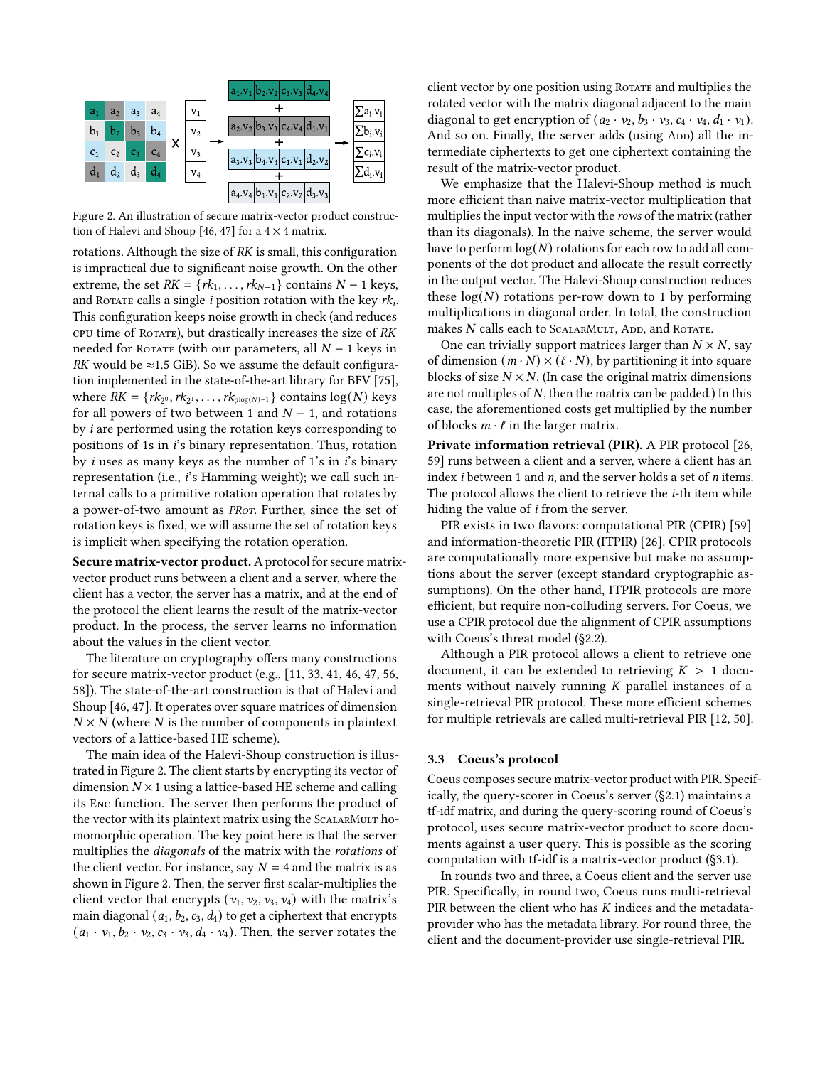Figure 2. An illustration of secure matrix-vector product construction of Halevi and Shoup [46, 47] for a $4 \times 4$ matrix.

rotations. Although the size of $RK$ is small, this configuration is impractical due to significant noise growth. On the other extreme, the set $RK = \{rk_1, \ldots, rk_{N-1}\}$ contains $N-1$ keys, and ROTATE calls a single $i$ position rotation with the key $rk_i$. This configuration keeps noise growth in check (and reduces CPU time of ROTATE), but drastically increases the size of $RK$ needed for ROTATE (with our parameters, all $N-1$ keys in $RK$ would be ≈1.5 GiB). So we assume the default configuration implemented in the state-of-the-art library for BFV [75], where $RK = \{rk_{2^0}, rk_{2^1}, \ldots, rk_{2^{\log(N)-1}}\}$ contains $\log(N)$ keys for all powers of two between 1 and $N-1$, and rotations by $i$ are performed using the rotation keys corresponding to positions of 1s in $i$'s binary representation. Thus, rotation by $i$ uses as many keys as the number of 1's in $i$'s binary representation (i.e., $i$'s Hamming weight); we call such internal calls to a primitive rotation operation that rotates by a power-of-two amount as *PRot*. Further, since the set of rotation keys is fixed, we will assume the set of rotation keys is implicit when specifying the rotation operation.

**Secure matrix-vector product.** A protocol for secure matrix-vector product runs between a client and a server, where the client has a vector, the server has a matrix, and at the end of the protocol the client learns the result of the matrix-vector product. In the process, the server learns no information about the values in the client vector.

The literature on cryptography offers many constructions for secure matrix-vector product (e.g., [11, 33, 41, 46, 47, 56, 58]). The state-of-the-art construction is that of Halevi and Shoup [46, 47]. It operates over square matrices of dimension $N \times N$ (where $N$ is the number of components in plaintext vectors of a lattice-based HE scheme).

The main idea of the Halevi-Shoup construction is illustrated in Figure 2. The client starts by encrypting its vector of dimension $N \times 1$ using a lattice-based HE scheme and calling its ENC function. The server then performs the product of the vector with its plaintext matrix using the SCALARMULT homomorphic operation. The key point here is that the server multiplies the *diagonals* of the matrix with the *rotations* of the client vector. For instance, say $N = 4$ and the matrix is as shown in Figure 2. Then, the server first scalar-multiplies the client vector that encrypts $(v_1, v_2, v_3, v_4)$ with the matrix's main diagonal $(a_1, b_2, c_3, d_4)$ to get a ciphertext that encrypts $(a_1 \cdot v_1, b_2 \cdot v_2, c_3 \cdot v_3, d_4 \cdot v_4)$. Then, the server rotates the client vector by one position using ROTATE and multiplies the rotated vector with the matrix diagonal adjacent to the main diagonal to get encryption of $(a_2 \cdot v_2, b_3 \cdot v_3, c_4 \cdot v_4, d_1 \cdot v_1)$. And so on. Finally, the server adds (using ADD) all the intermediate ciphertexts to get one ciphertext containing the result of the matrix-vector product.

We emphasize that the Halevi-Shoup method is much more efficient than naive matrix-vector multiplication that multiplies the input vector with the *rows* of the matrix (rather than its diagonals). In the naive scheme, the server would have to perform $\log(N)$ rotations for each row to add all components of the dot product and allocate the result correctly in the output vector. The Halevi-Shoup construction reduces these $\log(N)$ rotations per-row down to 1 by performing multiplications in diagonal order. In total, the construction makes $N$ calls each to SCALARMULT, ADD, and ROTATE.

One can trivially support matrices larger than $N \times N$, say of dimension $(m \cdot N) \times (\ell \cdot N)$, by partitioning it into square blocks of size $N \times N$. (In case the original matrix dimensions are not multiples of $N$, then the matrix can be padded.) In this case, the aforementioned costs get multiplied by the number of blocks $m \cdot \ell$ in the larger matrix.

**Private information retrieval (PIR).** A PIR protocol [26, 59] runs between a client and a server, where a client has an index $i$ between 1 and $n$, and the server holds a set of $n$ items. The protocol allows the client to retrieve the $i$-th item while hiding the value of $i$ from the server.

PIR exists in two flavors: computational PIR (CPIR) [59] and information-theoretic PIR (ITPIR) [26]. CPIR protocols are computationally more expensive but make no assumptions about the server (except standard cryptographic assumptions). On the other hand, ITPIR protocols are more efficient, but require non-colluding servers. For Coeus, we use a CPIR protocol due the alignment of CPIR assumptions with Coeus's threat model (§2.2).

Although a PIR protocol allows a client to retrieve one document, it can be extended to retrieving $K > 1$ documents without naively running $K$ parallel instances of a single-retrieval PIR protocol. These more efficient schemes for multiple retrievals are called multi-retrieval PIR [12, 50].

### 3.3 Coeus's protocol

Coeus composes secure matrix-vector product with PIR. Specifically, the query-scorer in Coeus's server (§2.1) maintains a tf-idf matrix, and during the query-scoring round of Coeus's protocol, uses secure matrix-vector product to score documents against a user query. This is possible as the scoring computation with tf-idf is a matrix-vector product (§3.1).

In rounds two and three, a Coeus client and the server use PIR. Specifically, in round two, Coeus runs multi-retrieval PIR between the client who has $K$ indices and the metadata-provider who has the metadata library. For round three, the client and the document-provider use single-retrieval PIR.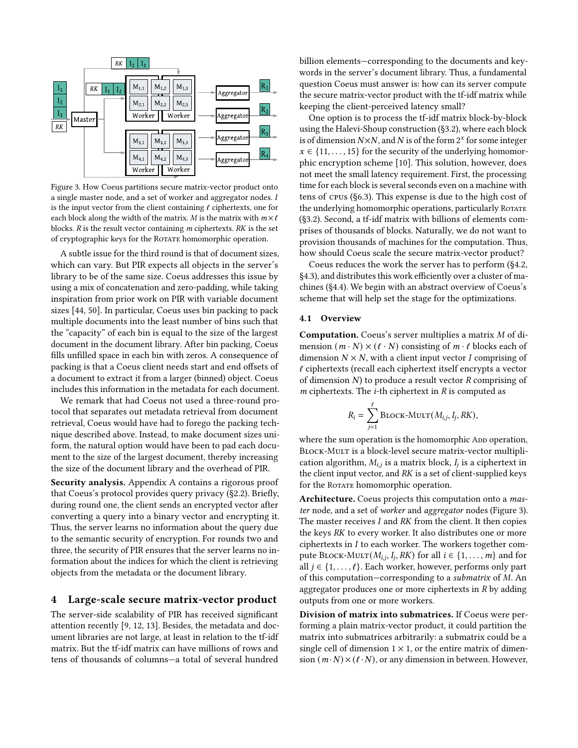Figure 3. How Coeus partitions secure matrix-vector product onto a single master node, and a set of worker and aggregator nodes. $I$ is the input vector from the client containing $\ell$ ciphertexts, one for each block along the width of the matrix. $M$ is the matrix with $m \times \ell$ blocks. $R$ is the result vector containing $m$ ciphertexts. $RK$ is the set of cryptographic keys for the Rotate homomorphic operation.

A subtle issue for the third round is that of document sizes, which can vary. But PIR expects all objects in the server's library to be of the same size. Coeus addresses this issue by using a mix of concatenation and zero-padding, while taking inspiration from prior work on PIR with variable document sizes [44, 50]. In particular, Coeus uses bin packing to pack multiple documents into the least number of bins such that the "capacity" of each bin is equal to the size of the largest document in the document library. After bin packing, Coeus fills unfilled space in each bin with zeros. A consequence of packing is that a Coeus client needs start and end offsets of a document to extract it from a larger (binned) object. Coeus includes this information in the metadata for each document.

We remark that had Coeus not used a three-round protocol that separates out metadata retrieval from document retrieval, Coeus would have had to forego the packing technique described above. Instead, to make document sizes uniform, the natural option would have been to pad each document to the size of the largest document, thereby increasing the size of the document library and the overhead of PIR.

**Security analysis.** Appendix A contains a rigorous proof that Coeus's protocol provides query privacy (§2.2). Briefly, during round one, the client sends an encrypted vector after converting a query into a binary vector and encrypting it. Thus, the server learns no information about the query due to the semantic security of encryption. For rounds two and three, the security of PIR ensures that the server learns no information about the indices for which the client is retrieving objects from the metadata or the document library.

## 4 Large-scale secure matrix-vector product

The server-side scalability of PIR has received significant attention recently [9, 12, 13]. Besides, the metadata and document libraries are not large, at least in relation to the tf-idf matrix. But the tf-idf matrix can have millions of rows and tens of thousands of columns—a total of several hundred billion elements—corresponding to the documents and keywords in the server's document library. Thus, a fundamental question Coeus must answer is: how can its server compute the secure matrix-vector product with the tf-idf matrix while keeping the client-perceived latency small?

One option is to process the tf-idf matrix block-by-block using the Halevi-Shoup construction (§3.2), where each block is of dimension $N \times N$, and $N$ is of the form $2^x$ for some integer $x \in \{11, \ldots, 15\}$ for the security of the underlying homomorphic encryption scheme [10]. This solution, however, does not meet the small latency requirement. First, the processing time for each block is several seconds even on a machine with tens of CPUs (§6.3). This expense is due to the high cost of the underlying homomorphic operations, particularly Rotate (§3.2). Second, a tf-idf matrix with billions of elements comprises of thousands of blocks. Naturally, we do not want to provision thousands of machines for the computation. Thus, how should Coeus scale the secure matrix-vector product?

Coeus reduces the work the server has to perform (§4.2, §4.3), and distributes this work efficiently over a cluster of machines (§4.4). We begin with an abstract overview of Coeus's scheme that will help set the stage for the optimizations.

### 4.1 Overview

**Computation.** Coeus's server multiplies a matrix $M$ of dimension $(m \cdot N) \times (\ell \cdot N)$ consisting of $m \cdot \ell$ blocks each of dimension $N \times N$, with a client input vector $I$ comprising of $\ell$ ciphertexts (recall each ciphertext itself encrypts a vector of dimension $N$) to produce a result vector $R$ comprising of $m$ ciphertexts. The $i$-th ciphertext in $R$ is computed as

$$R_i = \sum_{j=1}^{\ell} \text{Block-Mult}(M_{i,j}, I_j, RK),$$

where the sum operation is the homomorphic Add operation, Block-Mult is a block-level secure matrix-vector multiplication algorithm, $M_{i,j}$ is a matrix block, $I_j$ is a ciphertext in the client input vector, and $RK$ is a set of client-supplied keys for the Rotate homomorphic operation.

**Architecture.** Coeus projects this computation onto a *master* node, and a set of *worker* and *aggregator* nodes (Figure 3). The master receives $I$ and $RK$ from the client. It then copies the keys $RK$ to every worker. It also distributes one or more ciphertexts in $I$ to each worker. The workers together compute Block-Mult$(M_{i,j}, I_j, RK)$ for all $i \in \{1, \ldots, m\}$ and for all $j \in \{1, \ldots, \ell\}$. Each worker, however, performs only part of this computation—corresponding to a *submatrix* of $M$. An aggregator produces one or more ciphertexts in $R$ by adding outputs from one or more workers.

**Division of matrix into submatrices.** If Coeus were performing a plain matrix-vector product, it could partition the matrix into submatrices arbitrarily: a submatrix could be a single cell of dimension $1 \times 1$, or the entire matrix of dimension $(m \cdot N) \times (\ell \cdot N)$, or any dimension in between. However,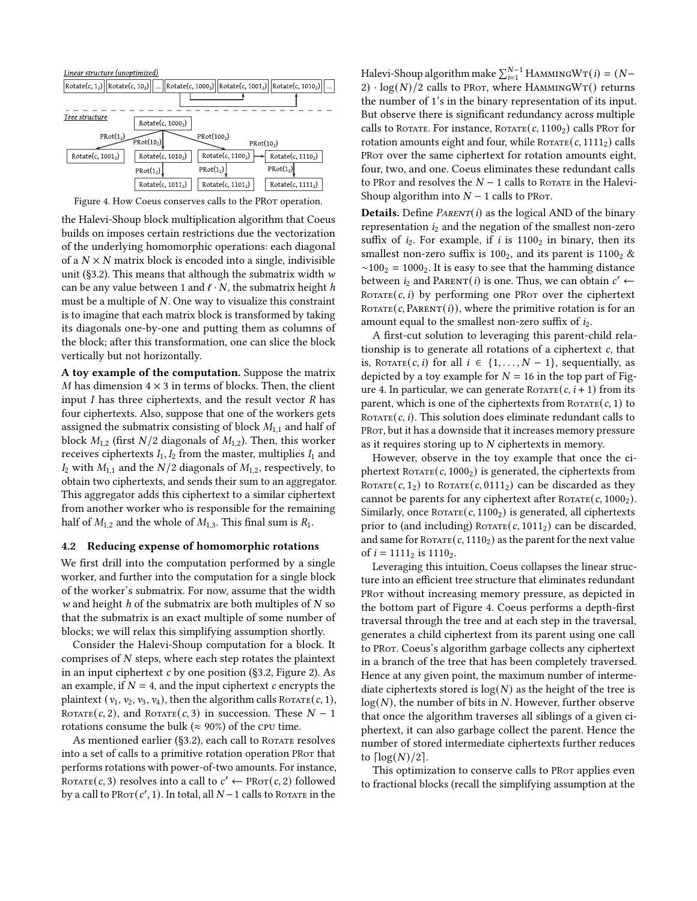Linear structure (unoptimized)

Rotate(c, $1_2$) | Rotate(c, $10_2$) | ... | Rotate(c, $1000_2$) | Rotate(c, $1001_2$) | Rotate(c, $1010_2$) | ...

Tree structure

Rotate(c, $1000_2$) → PRot($1_2$) → Rotate(c, $1001_2$); PRot($10_2$) → Rotate(c, $1010_2$) → PRot($1_2$) → Rotate(c, $1011_2$); PRot($100_2$) → Rotate(c, $1100_2$) → PRot($1_2$) → Rotate(c, $1101_2$); Rotate(c, $1100_2$) → PRot($10_2$) → Rotate(c, $1110_2$) → PRot($1_2$) → Rotate(c, $1111_2$)

Figure 4. How Coeus conserves calls to the PRot operation.

the Halevi-Shoup block multiplication algorithm that Coeus builds on imposes certain restrictions due the vectorization of the underlying homomorphic operations: each diagonal of a $N \times N$ matrix block is encoded into a single, indivisible unit (§3.2). This means that although the submatrix width $w$ can be any value between 1 and $\ell \cdot N$, the submatrix height $h$ must be a multiple of $N$. One way to visualize this constraint is to imagine that each matrix block is transformed by taking its diagonals one-by-one and putting them as columns of the block; after this transformation, one can slice the block vertically but not horizontally.

**A toy example of the computation.** Suppose the matrix $M$ has dimension $4 \times 3$ in terms of blocks. Then, the client input $I$ has three ciphertexts, and the result vector $R$ has four ciphertexts. Also, suppose that one of the workers gets assigned the submatrix consisting of block $M_{1,1}$ and half of block $M_{1,2}$ (first $N/2$ diagonals of $M_{1,2}$). Then, this worker receives ciphertexts $I_1, I_2$ from the master, multiplies $I_1$ and $I_2$ with $M_{1,1}$ and the $N/2$ diagonals of $M_{1,2}$, respectively, to obtain two ciphertexts, and sends their sum to an aggregator. This aggregator adds this ciphertext to a similar ciphertext from another worker who is responsible for the remaining half of $M_{1,2}$ and the whole of $M_{1,3}$. This final sum is $R_1$.

### 4.2 Reducing expense of homomorphic rotations

We first drill into the computation performed by a single worker, and further into the computation for a single block of the worker's submatrix. For now, assume that the width $w$ and height $h$ of the submatrix are both multiples of $N$ so that the submatrix is an exact multiple of some number of blocks; we will relax this simplifying assumption shortly.

Consider the Halevi-Shoup computation for a block. It comprises of $N$ steps, where each step rotates the plaintext in an input ciphertext $c$ by one position (§3.2, Figure 2). As an example, if $N = 4$, and the input ciphertext $c$ encrypts the plaintext $(v_1, v_2, v_3, v_4)$, then the algorithm calls Rotate$(c, 1)$, Rotate$(c, 2)$, and Rotate$(c, 3)$ in succession. These $N - 1$ rotations consume the bulk ($\approx 90\%$) of the CPU time.

As mentioned earlier (§3.2), each call to Rotate resolves into a set of calls to a primitive rotation operation PRot that performs rotations with power-of-two amounts. For instance, Rotate$(c, 3)$ resolves into a call to $c' \leftarrow$ PRot$(c, 2)$ followed by a call to PRot$(c', 1)$. In total, all $N-1$ calls to Rotate in the Halevi-Shoup algorithm make $\sum_{i=1}^{N-1}$ HammingWt$(i) = (N-2) \cdot \log(N)/2$ calls to PRot, where HammingWt() returns the number of 1's in the binary representation of its input. But observe there is significant redundancy across multiple calls to Rotate. For instance, Rotate$(c, 1100_2)$ calls PRot for rotation amounts eight and four, while Rotate$(c, 1111_2)$ calls PRot over the same ciphertext for rotation amounts eight, four, two, and one. Coeus eliminates these redundant calls to PRot and resolves the $N - 1$ calls to Rotate in the Halevi-Shoup algorithm into $N - 1$ calls to PRot.

**Details.** Define *Parent*$(i)$ as the logical AND of the binary representation $i_2$ and the negation of the smallest non-zero suffix of $i_2$. For example, if $i$ is $1100_2$ in binary, then its smallest non-zero suffix is $100_2$, and its parent is $1100_2$ & $\sim 100_2 = 1000_2$. It is easy to see that the hamming distance between $i_2$ and Parent$(i)$ is one. Thus, we can obtain $c' \leftarrow$ Rotate$(c, i)$ by performing one PRot over the ciphertext Rotate$(c, \text{Parent}(i))$, where the primitive rotation is for an amount equal to the smallest non-zero suffix of $i_2$.

A first-cut solution to leveraging this parent-child relationship is to generate all rotations of a ciphertext $c$, that is, Rotate$(c, i)$ for all $i \in \{1, \ldots, N-1\}$, sequentially, as depicted by a toy example for $N = 16$ in the top part of Figure 4. In particular, we can generate Rotate$(c, i+1)$ from its parent, which is one of the ciphertexts from Rotate$(c, 1)$ to Rotate$(c, i)$. This solution does eliminate redundant calls to PRot, but it has a downside that it increases memory pressure as it requires storing up to $N$ ciphertexts in memory.

However, observe in the toy example that once the ciphertext Rotate$(c, 1000_2)$ is generated, the ciphertexts from Rotate$(c, 1_2)$ to Rotate$(c, 0111_2)$ can be discarded as they cannot be parents for any ciphertext after Rotate$(c, 1000_2)$. Similarly, once Rotate$(c, 1100_2)$ is generated, all ciphertexts prior to (and including) Rotate$(c, 1011_2)$ can be discarded, and same for Rotate$(c, 1110_2)$ as the parent for the next value of $i = 1111_2$ is $1110_2$.

Leveraging this intuition, Coeus collapses the linear structure into an efficient tree structure that eliminates redundant PRot without increasing memory pressure, as depicted in the bottom part of Figure 4. Coeus performs a depth-first traversal through the tree and at each step in the traversal, generates a child ciphertext from its parent using one call to PRot. Coeus's algorithm garbage collects any ciphertext in a branch of the tree that has been completely traversed. Hence at any given point, the maximum number of intermediate ciphertexts stored is $\log(N)$ as the height of the tree is $\log(N)$, the number of bits in $N$. However, further observe that once the algorithm traverses all siblings of a given ciphertext, it can also garbage collect the parent. Hence the number of stored intermediate ciphertexts further reduces to $\lceil \log(N)/2 \rceil$.

This optimization to conserve calls to PRot applies even to fractional blocks (recall the simplifying assumption at the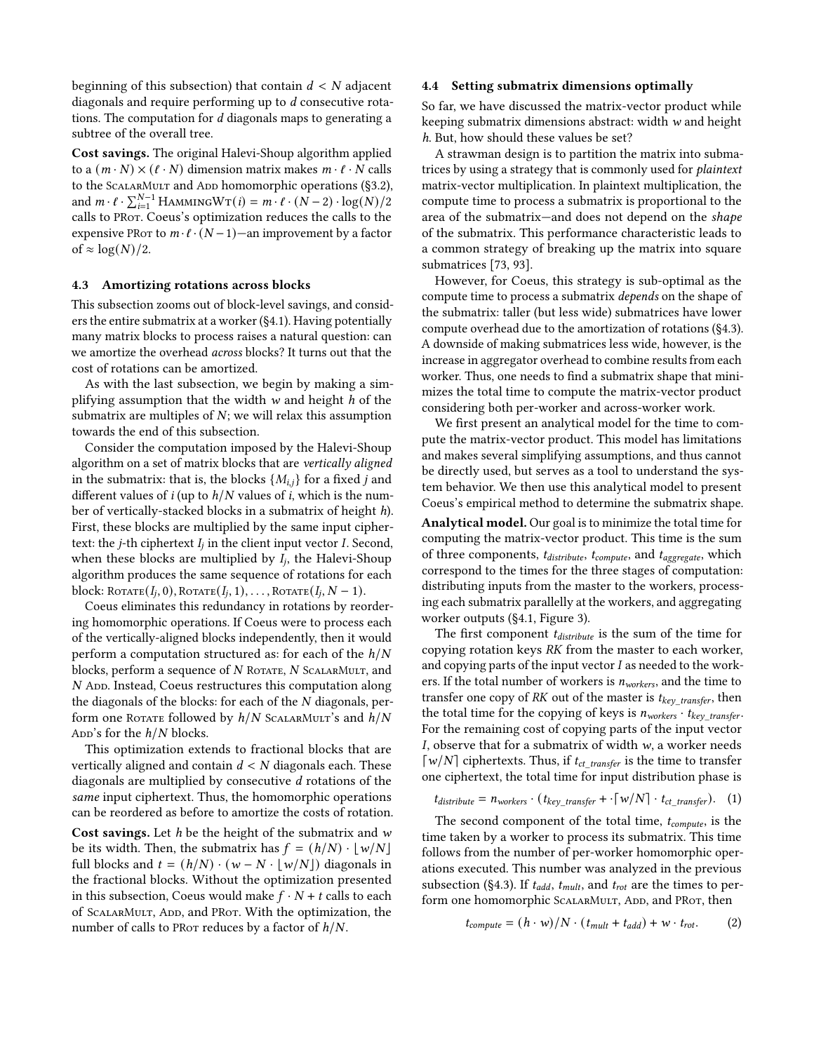beginning of this subsection) that contain $d < N$ adjacent diagonals and require performing up to $d$ consecutive rotations. The computation for $d$ diagonals maps to generating a subtree of the overall tree.

**Cost savings.** The original Halevi-Shoup algorithm applied to a $(m \cdot N) \times (\ell \cdot N)$ dimension matrix makes $m \cdot \ell \cdot N$ calls to the ScalarMult and Add homomorphic operations (§3.2), and $m \cdot \ell \cdot \sum_{i=1}^{N-1} \text{HammingWt}(i) = m \cdot \ell \cdot (N-2) \cdot \log(N)/2$ calls to PRot. Coeus's optimization reduces the calls to the expensive PRot to $m \cdot \ell \cdot (N-1)$—an improvement by a factor of $\approx \log(N)/2$.

### 4.3 Amortizing rotations across blocks

This subsection zooms out of block-level savings, and considers the entire submatrix at a worker (§4.1). Having potentially many matrix blocks to process raises a natural question: can we amortize the overhead *across* blocks? It turns out that the cost of rotations can be amortized.

As with the last subsection, we begin by making a simplifying assumption that the width $w$ and height $h$ of the submatrix are multiples of $N$; we will relax this assumption towards the end of this subsection.

Consider the computation imposed by the Halevi-Shoup algorithm on a set of matrix blocks that are *vertically aligned* in the submatrix: that is, the blocks $\{M_{i,j}\}$ for a fixed $j$ and different values of $i$ (up to $h/N$ values of $i$, which is the number of vertically-stacked blocks in a submatrix of height $h$). First, these blocks are multiplied by the same input ciphertext: the $j$-th ciphertext $I_j$ in the client input vector $I$. Second, when these blocks are multiplied by $I_j$, the Halevi-Shoup algorithm produces the same sequence of rotations for each block: $\text{Rotate}(I_j, 0), \text{Rotate}(I_j, 1), \ldots, \text{Rotate}(I_j, N-1)$.

Coeus eliminates this redundancy in rotations by reordering homomorphic operations. If Coeus were to process each of the vertically-aligned blocks independently, then it would perform a computation structured as: for each of the $h/N$ blocks, perform a sequence of $N$ Rotate, $N$ ScalarMult, and $N$ Add. Instead, Coeus restructures this computation along the diagonals of the blocks: for each of the $N$ diagonals, perform one Rotate followed by $h/N$ ScalarMult's and $h/N$ Add's for the $h/N$ blocks.

This optimization extends to fractional blocks that are vertically aligned and contain $d < N$ diagonals each. These diagonals are multiplied by consecutive $d$ rotations of the *same* input ciphertext. Thus, the homomorphic operations can be reordered as before to amortize the costs of rotation.

**Cost savings.** Let $h$ be the height of the submatrix and $w$ be its width. Then, the submatrix has $f = (h/N) \cdot \lfloor w/N \rfloor$ full blocks and $t = (h/N) \cdot (w - N \cdot \lfloor w/N \rfloor)$ diagonals in the fractional blocks. Without the optimization presented in this subsection, Coeus would make $f \cdot N + t$ calls to each of ScalarMult, Add, and PRot. With the optimization, the number of calls to PRot reduces by a factor of $h/N$.

### 4.4 Setting submatrix dimensions optimally

So far, we have discussed the matrix-vector product while keeping submatrix dimensions abstract: width $w$ and height $h$. But, how should these values be set?

A strawman design is to partition the matrix into submatrices by using a strategy that is commonly used for *plaintext* matrix-vector multiplication. In plaintext multiplication, the compute time to process a submatrix is proportional to the area of the submatrix—and does not depend on the *shape* of the submatrix. This performance characteristic leads to a common strategy of breaking up the matrix into square submatrices [73, 93].

However, for Coeus, this strategy is sub-optimal as the compute time to process a submatrix *depends* on the shape of the submatrix: taller (but less wide) submatrices have lower compute overhead due to the amortization of rotations (§4.3). A downside of making submatrices less wide, however, is the increase in aggregator overhead to combine results from each worker. Thus, one needs to find a submatrix shape that minimizes the total time to compute the matrix-vector product considering both per-worker and across-worker work.

We first present an analytical model for the time to compute the matrix-vector product. This model has limitations and makes several simplifying assumptions, and thus cannot be directly used, but serves as a tool to understand the system behavior. We then use this analytical model to present Coeus's empirical method to determine the submatrix shape.

**Analytical model.** Our goal is to minimize the total time for computing the matrix-vector product. This time is the sum of three components, $t_{distribute}$, $t_{compute}$, and $t_{aggregate}$, which correspond to the times for the three stages of computation: distributing inputs from the master to the workers, processing each submatrix parallelly at the workers, and aggregating worker outputs (§4.1, Figure 3).

The first component $t_{distribute}$ is the sum of the time for copying rotation keys $RK$ from the master to each worker, and copying parts of the input vector $I$ as needed to the workers. If the total number of workers is $n_{workers}$, and the time to transfer one copy of $RK$ out of the master is $t_{key\_transfer}$, then the total time for the copying of keys is $n_{workers} \cdot t_{key\_transfer}$. For the remaining cost of copying parts of the input vector $I$, observe that for a submatrix of width $w$, a worker needs $\lceil w/N \rceil$ ciphertexts. Thus, if $t_{ct\_transfer}$ is the time to transfer one ciphertext, the total time for input distribution phase is

$$t_{distribute} = n_{workers} \cdot (t_{key\_transfer} + \cdot \lceil w/N \rceil \cdot t_{ct\_transfer}). \quad (1)$$

The second component of the total time, $t_{compute}$, is the time taken by a worker to process its submatrix. This time follows from the number of per-worker homomorphic operations executed. This number was analyzed in the previous subsection (§4.3). If $t_{add}$, $t_{mult}$, and $t_{rot}$ are the times to perform one homomorphic ScalarMult, Add, and PRot, then

$$t_{compute} = (h \cdot w)/N \cdot (t_{mult} + t_{add}) + w \cdot t_{rot}. \quad (2)$$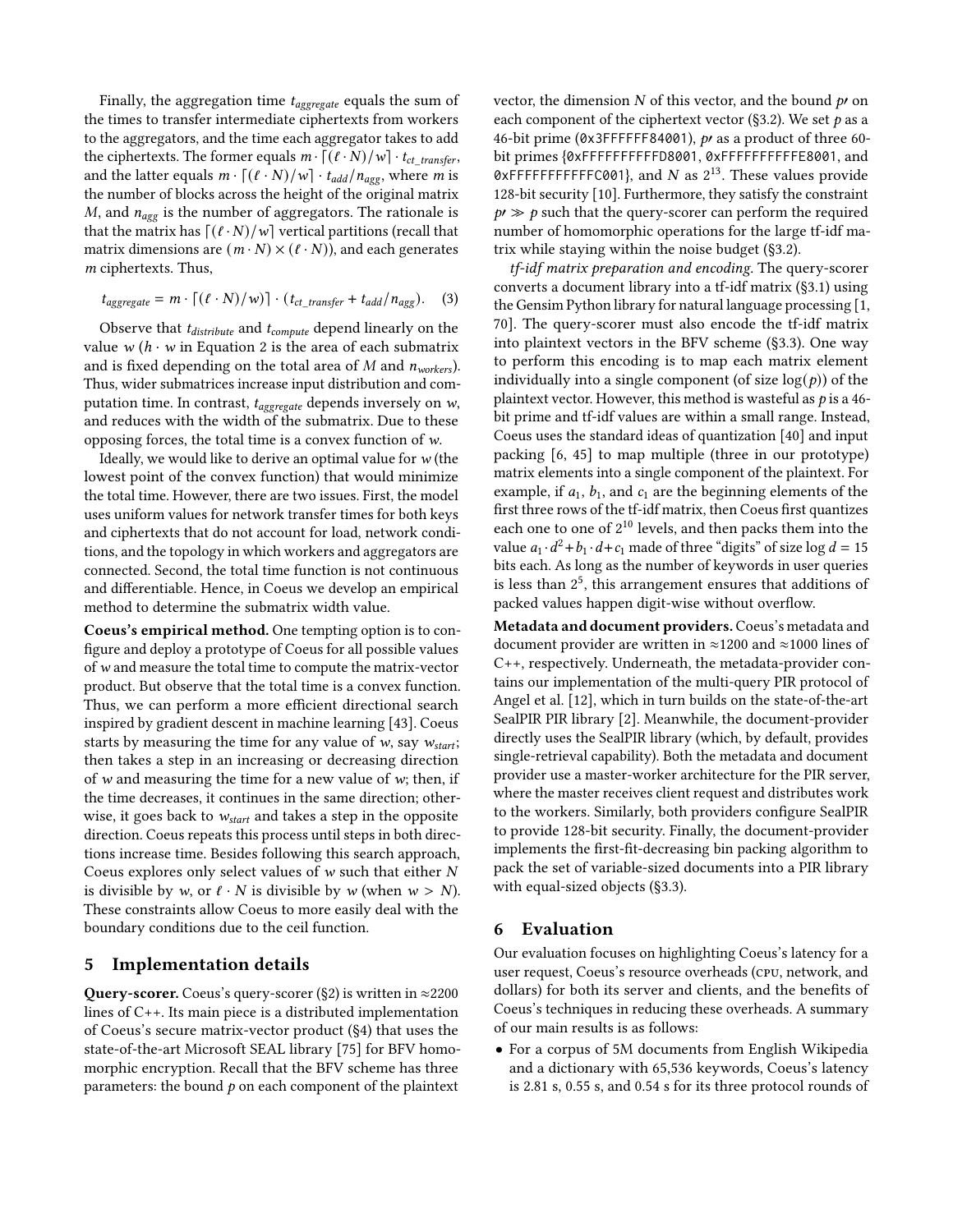Finally, the aggregation time $t_{aggregate}$ equals the sum of the times to transfer intermediate ciphertexts from workers to the aggregators, and the time each aggregator takes to add the ciphertexts. The former equals $m \cdot \lceil(\ell \cdot N)/w\rceil \cdot t_{ct\_transfer}$, and the latter equals $m \cdot \lceil(\ell \cdot N)/w\rceil \cdot t_{add}/n_{agg}$, where $m$ is the number of blocks across the height of the original matrix $M$, and $n_{agg}$ is the number of aggregators. The rationale is that the matrix has $\lceil(\ell \cdot N)/w\rceil$ vertical partitions (recall that matrix dimensions are $(m \cdot N) \times (\ell \cdot N)$), and each generates $m$ ciphertexts. Thus,

$$t_{aggregate} = m \cdot \lceil(\ell \cdot N)/w)\rceil \cdot (t_{ct\_transfer} + t_{add}/n_{agg}). \quad (3)$$

Observe that $t_{distribute}$ and $t_{compute}$ depend linearly on the value $w$ ($h \cdot w$ in Equation 2 is the area of each submatrix and is fixed depending on the total area of $M$ and $n_{workers}$). Thus, wider submatrices increase input distribution and computation time. In contrast, $t_{aggregate}$ depends inversely on $w$, and reduces with the width of the submatrix. Due to these opposing forces, the total time is a convex function of $w$.

Ideally, we would like to derive an optimal value for $w$ (the lowest point of the convex function) that would minimize the total time. However, there are two issues. First, the model uses uniform values for network transfer times for both keys and ciphertexts that do not account for load, network conditions, and the topology in which workers and aggregators are connected. Second, the total time function is not continuous and differentiable. Hence, in Coeus we develop an empirical method to determine the submatrix width value.

**Coeus's empirical method.** One tempting option is to configure and deploy a prototype of Coeus for all possible values of $w$ and measure the total time to compute the matrix-vector product. But observe that the total time is a convex function. Thus, we can perform a more efficient directional search inspired by gradient descent in machine learning [43]. Coeus starts by measuring the time for any value of $w$, say $w_{start}$; then takes a step in an increasing or decreasing direction of $w$ and measuring the time for a new value of $w$; then, if the time decreases, it continues in the same direction; otherwise, it goes back to $w_{start}$ and takes a step in the opposite direction. Coeus repeats this process until steps in both directions increase time. Besides following this search approach, Coeus explores only select values of $w$ such that either $N$ is divisible by $w$, or $\ell \cdot N$ is divisible by $w$ (when $w > N$). These constraints allow Coeus to more easily deal with the boundary conditions due to the ceil function.

## 5 Implementation details

**Query-scorer.** Coeus's query-scorer (§2) is written in ≈2200 lines of C++. Its main piece is a distributed implementation of Coeus's secure matrix-vector product (§4) that uses the state-of-the-art Microsoft SEAL library [75] for BFV homomorphic encryption. Recall that the BFV scheme has three parameters: the bound $p$ on each component of the plaintext vector, the dimension $N$ of this vector, and the bound $p\prime$ on each component of the ciphertext vector (§3.2). We set $p$ as a 46-bit prime (0x3FFFFFF84001), $p\prime$ as a product of three 60-bit primes {0xFFFFFFFFFFD8001, 0xFFFFFFFFFFE8001, and 0xFFFFFFFFFFFC001}, and $N$ as $2^{13}$. These values provide 128-bit security [10]. Furthermore, they satisfy the constraint $p\prime \gg p$ such that the query-scorer can perform the required number of homomorphic operations for the large tf-idf matrix while staying within the noise budget (§3.2).

*tf-idf matrix preparation and encoding.* The query-scorer converts a document library into a tf-idf matrix (§3.1) using the Gensim Python library for natural language processing [1, 70]. The query-scorer must also encode the tf-idf matrix into plaintext vectors in the BFV scheme (§3.3). One way to perform this encoding is to map each matrix element individually into a single component (of size $\log(p)$) of the plaintext vector. However, this method is wasteful as $p$ is a 46-bit prime and tf-idf values are within a small range. Instead, Coeus uses the standard ideas of quantization [40] and input packing [6, 45] to map multiple (three in our prototype) matrix elements into a single component of the plaintext. For example, if $a_1$, $b_1$, and $c_1$ are the beginning elements of the first three rows of the tf-idf matrix, then Coeus first quantizes each one to one of $2^{10}$ levels, and then packs them into the value $a_1 \cdot d^2 + b_1 \cdot d + c_1$ made of three "digits" of size $\log d = 15$ bits each. As long as the number of keywords in user queries is less than $2^5$, this arrangement ensures that additions of packed values happen digit-wise without overflow.

**Metadata and document providers.** Coeus's metadata and document provider are written in ≈1200 and ≈1000 lines of C++, respectively. Underneath, the metadata-provider contains our implementation of the multi-query PIR protocol of Angel et al. [12], which in turn builds on the state-of-the-art SealPIR PIR library [2]. Meanwhile, the document-provider directly uses the SealPIR library (which, by default, provides single-retrieval capability). Both the metadata and document provider use a master-worker architecture for the PIR server, where the master receives client request and distributes work to the workers. Similarly, both providers configure SealPIR to provide 128-bit security. Finally, the document-provider implements the first-fit-decreasing bin packing algorithm to pack the set of variable-sized documents into a PIR library with equal-sized objects (§3.3).

## 6 Evaluation

Our evaluation focuses on highlighting Coeus's latency for a user request, Coeus's resource overheads (CPU, network, and dollars) for both its server and clients, and the benefits of Coeus's techniques in reducing these overheads. A summary of our main results is as follows:

- For a corpus of 5M documents from English Wikipedia and a dictionary with 65,536 keywords, Coeus's latency is 2.81 s, 0.55 s, and 0.54 s for its three protocol rounds of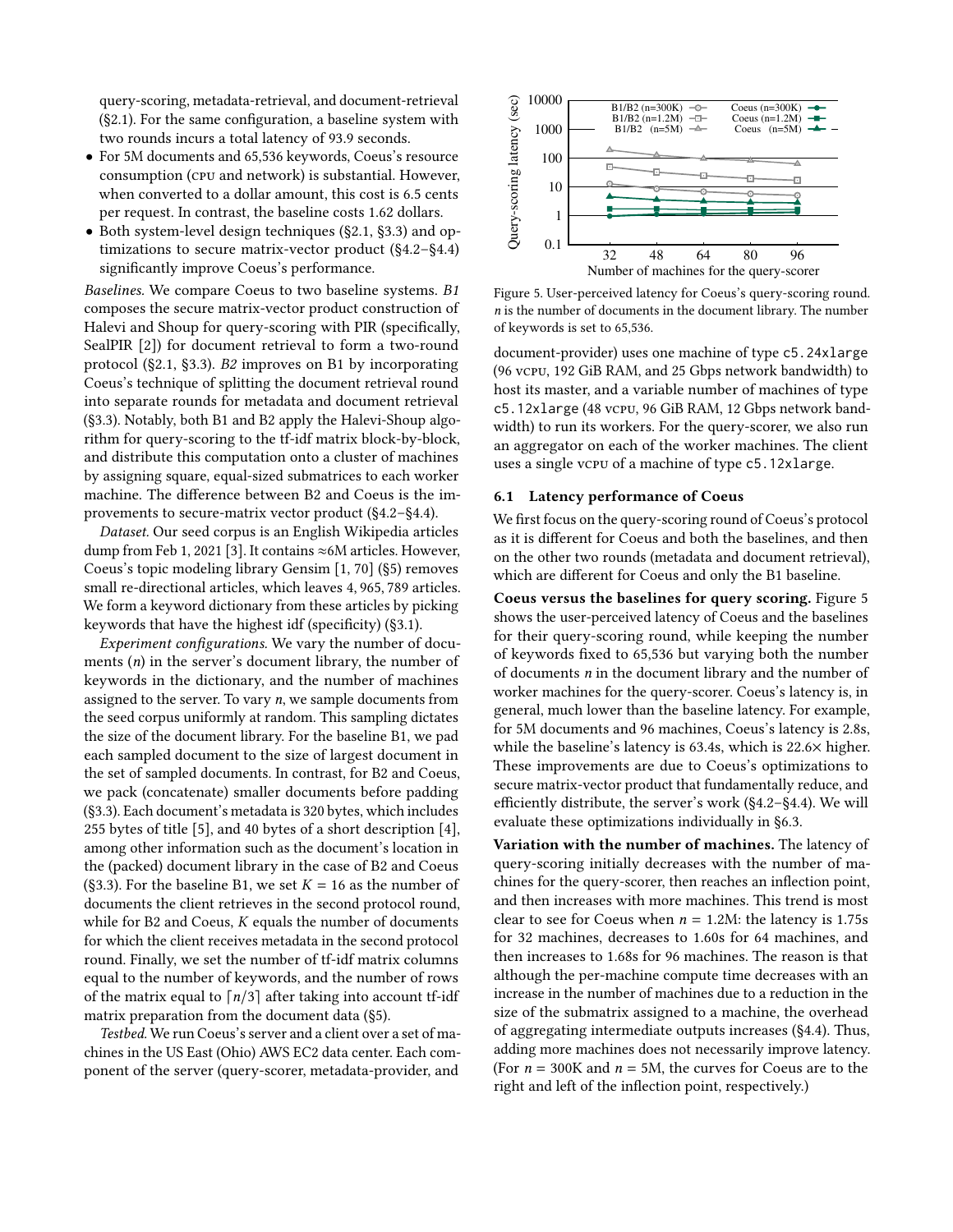query-scoring, metadata-retrieval, and document-retrieval (§2.1). For the same configuration, a baseline system with two rounds incurs a total latency of 93.9 seconds.

- For 5M documents and 65,536 keywords, Coeus's resource consumption (CPU and network) is substantial. However, when converted to a dollar amount, this cost is 6.5 cents per request. In contrast, the baseline costs 1.62 dollars.
- Both system-level design techniques (§2.1, §3.3) and optimizations to secure matrix-vector product (§4.2–§4.4) significantly improve Coeus's performance.

*Baselines.* We compare Coeus to two baseline systems. *B1* composes the secure matrix-vector product construction of Halevi and Shoup (specifically, SealPIR [2]) for document retrieval to form a two-round protocol (§2.1, §3.3). *B2* improves on B1 by incorporating Coeus's technique of splitting the document retrieval round into separate rounds for metadata and document retrieval (§3.3). Notably, both B1 and B2 apply the Halevi-Shoup algorithm for query-scoring to the tf-idf matrix block-by-block, and distribute this computation onto a cluster of machines by assigning square, equal-sized submatrices to each worker machine. The difference between B2 and Coeus is the improvements to secure-matrix-vector product (§4.2–§4.4).

*Dataset.* Our seed corpus is an English Wikipedia articles dump from Feb 1, 2021 [3]. It contains ≈6M articles. However, Coeus's topic modeling library Gensim [1, 70] (§5) removes small re-directional articles, which leaves 4,965,789 articles. We form a keyword dictionary from these articles by picking keywords that have the highest idf (specificity) (§3.1).

*Experiment configurations.* We vary the number of documents ($n$) in the server's document library, the number of keywords in the dictionary, and the number of machines assigned to the server. To vary $n$, we sample documents from the seed corpus uniformly at random. This sampling dictates the size of the document library. For the baseline B1, we pad each sampled document to the size of largest document in the set of sampled documents. In contrast, for B2 and Coeus, we pack (concatenate) smaller documents before padding (§3.3). Each document's metadata is 320 bytes, which includes 255 bytes of title [5], and 40 bytes of a short description [4], among other information such as the document's location in the (packed) document library in the case of B2 and Coeus (§3.3). For the baseline B1, we set $K = 16$ as the number of documents the client retrieves in the second protocol round, while for B2 and Coeus, $K$ equals the number of documents for which the client receives metadata in the second protocol round. Finally, we set the number of tf-idf matrix columns equal to the number of keywords, and the number of rows of the matrix equal to $\lceil n/3 \rceil$ after taking into account tf-idf matrix preparation from the document data (§5).

*Testbed.* We run Coeus's server and a client over a set of machines in the US East (Ohio) AWS EC2 data center. Each component of the server (query-scorer, metadata-provider, and document-provider) uses one machine of type `c5.24xlarge` (96 vCPU, 192 GiB RAM, and 25 Gbps network bandwidth) to host its master, and a variable number of machines of type `c5.12xlarge` (48 vCPU, 96 GiB RAM, 12 Gbps network bandwidth) to run its workers. For the query-scorer, we also run an aggregator on each of the worker machines. The client uses a single vCPU of a machine of type `c5.12xlarge`.

Figure 5. User-perceived latency for Coeus's query-scoring round. $n$ is the number of documents in the document library. The number of keywords is set to 65,536.

## 6.1 Latency performance of Coeus

We first focus on the query-scoring round of Coeus's protocol as it is different for Coeus and both the baselines, and then on the other two rounds (metadata and document retrieval), which are different for Coeus and only the B1 baseline.

**Coeus versus the baselines for query scoring.** Figure 5 shows the user-perceived latency of Coeus and the baselines for their query-scoring round, while keeping the number of keywords fixed to 65,536 but varying both the number of documents $n$ in the document library and the number of worker machines for the query-scorer. Coeus's latency is, in general, much lower than the baseline latency. For example, for 5M documents and 96 machines, Coeus's latency is 2.8s, while the baseline's latency is 63.4s, which is 22.6× higher. These improvements are due to Coeus's optimizations to secure matrix-vector product that fundamentally reduce, and efficiently distribute, the server's work (§4.2–§4.4). We will evaluate these optimizations individually in §6.3.

**Variation with the number of machines.** The latency of query-scoring initially decreases with the number of machines for the query-scorer, then reaches an inflection point, and then increases with more machines. This trend is most clear to see for Coeus when $n = 1.2$M: the latency is 1.75s for 32 machines, decreases to 1.60s for 64 machines, and then increases to 1.68s for 96 machines. The reason is that although the per-machine compute time decreases with an increase in the number of machines due to a reduction in the size of the submatrix assigned to a machine, the overhead of aggregating intermediate outputs increases (§4.4). Thus, adding more machines does not necessarily improve latency. (For $n = 300$K and $n = 5$M, the curves for Coeus are to the right and left of the inflection point, respectively.)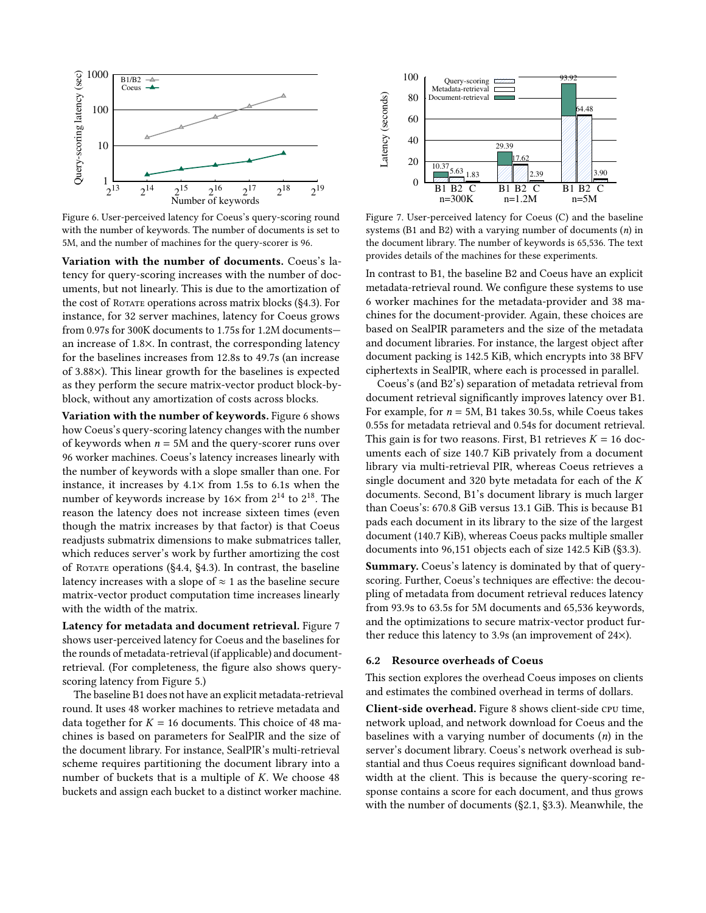Figure 6. User-perceived latency for Coeus's query-scoring round with the number of keywords. The number of documents is set to 5M, and the number of machines for the query-scorer is 96.

Figure 7. User-perceived latency for Coeus (C) and the baseline systems (B1 and B2) with a varying number of documents ($n$) in the document library. The number of keywords is 65,536. The text provides details of the machines for these experiments.

**Variation with the number of documents.** Coeus's latency for query-scoring increases with the number of documents, but not linearly. This is due to the amortization of the cost of Rotate operations across matrix blocks (§4.3). For instance, for 32 server machines, latency for Coeus grows from 0.97s for 300K documents to 1.75s for 1.2M documents—an increase of 1.8×. In contrast, the corresponding latency for the baselines increases from 12.8s to 49.7s (an increase of 3.88×). This linear growth for the baselines is expected as they perform the secure matrix-vector product block-by-block, without any amortization of costs across blocks.

**Variation with the number of keywords.** Figure 6 shows how Coeus's query-scoring latency changes with the number of keywords when $n$ = 5M and the query-scorer runs over 96 worker machines. Coeus's latency increases linearly with the number of keywords with a slope smaller than one. For instance, it increases by 4.1× from 1.5s to 6.1s when the number of keywords increase by 16× from $2^{14}$ to $2^{18}$. The reason the latency does not increase sixteen times (even though the matrix increases by that factor) is that Coeus readjusts submatrix dimensions to make submatrices taller, which reduces server's work by further amortizing the cost of Rotate operations (§4.4, §4.3). In contrast, the baseline latency increases with a slope of $\approx 1$ as the baseline secure matrix-vector product computation time increases linearly with the width of the matrix.

**Latency for metadata and document retrieval.** Figure 7 shows user-perceived latency for Coeus and the baselines for the rounds of metadata-retrieval (if applicable) and document-retrieval. (For completeness, the figure also shows query-scoring latency from Figure 5.)

The baseline B1 does not have an explicit metadata-retrieval round. It uses 48 worker machines to retrieve metadata and data together for $K$ = 16 documents. This choice of 48 machines is based on parameters for SealPIR and the size of the document library. For instance, SealPIR's multi-retrieval scheme requires partitioning the document library into a number of buckets that is a multiple of $K$. We choose 48 buckets and assign each bucket to a distinct worker machine.

In contrast to B1, the baseline B2 and Coeus have an explicit metadata-retrieval round. We configure these systems to use 6 worker machines for the metadata-provider and 38 machines for the document-provider. Again, these choices are based on SealPIR parameters and the size of the metadata and document libraries. For instance, the largest object after document packing is 142.5 KiB, which encrypts into 38 BFV ciphertexts in SealPIR, where each is processed in parallel.

Coeus's (and B2's) separation of metadata retrieval from document retrieval significantly improves latency over B1. For example, for $n$ = 5M, B1 takes 30.5s, while Coeus takes 0.55s for metadata retrieval and 0.54s for document retrieval. This gain is for two reasons. First, B1 retrieves $K$ = 16 documents each of size 140.7 KiB privately from a document library via multi-retrieval PIR, whereas Coeus retrieves a single document and 320 byte metadata for each of the $K$ documents. Second, B1's document library is much larger than Coeus's: 670.8 GiB versus 13.1 GiB. This is because B1 pads each document in its library to the size of the largest document (140.7 KiB), whereas Coeus packs multiple smaller documents into 96,151 objects each of size 142.5 KiB (§3.3).

**Summary.** Coeus's latency is dominated by that of query-scoring. Further, Coeus's techniques are effective: the decoupling of metadata from document retrieval reduces latency from 93.9s to 63.5s for 5M documents and 65,536 keywords, and the optimizations to secure matrix-vector product further reduce this latency to 3.9s (an improvement of 24×).

## 6.2 Resource overheads of Coeus

This section explores the overhead Coeus imposes on clients and estimates the combined overhead in terms of dollars.

**Client-side overhead.** Figure 8 shows client-side CPU time, network upload, and network download for Coeus and the baselines with a varying number of documents ($n$) in the server's document library. Coeus's network overhead is substantial and thus Coeus requires significant download bandwidth at the client. This is because the query-scoring response contains a score for each document, and thus grows with the number of documents (§2.1, §3.3). Meanwhile, the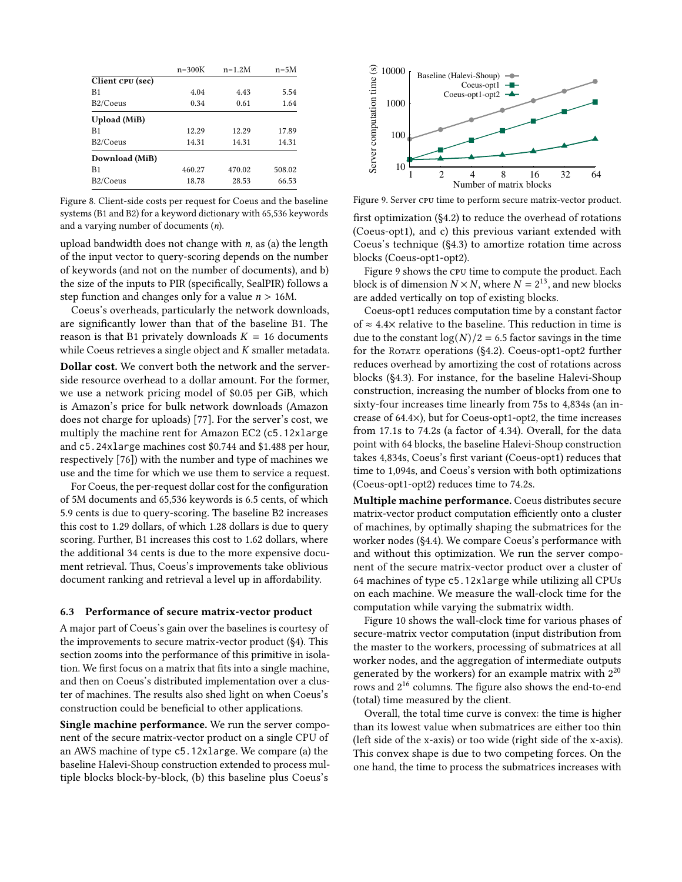|  | n=300K | n=1.2M | n=5M |
|---|---|---|---|
| **Client CPU (sec)** |  |  |  |
| B1 | 4.04 | 4.43 | 5.54 |
| B2/Coeus | 0.34 | 0.61 | 1.64 |
| **Upload (MiB)** |  |  |  |
| B1 | 12.29 | 12.29 | 17.89 |
| B2/Coeus | 14.31 | 14.31 | 14.31 |
| **Download (MiB)** |  |  |  |
| B1 | 460.27 | 470.02 | 508.02 |
| B2/Coeus | 18.78 | 28.53 | 66.53 |

Figure 8. Client-side costs per request for Coeus and the baseline systems (B1 and B2) for a keyword dictionary with 65,536 keywords and a varying number of documents ($n$).

upload bandwidth does not change with $n$, as (a) the length of the input vector to query-scoring depends on the number of keywords (and not on the number of documents), and b) the size of the inputs to PIR (specifically, SealPIR) follows a step function and changes only for a value $n > 16$M.

Coeus's overheads, particularly the network downloads, are significantly lower than that of the baseline B1. The reason is that B1 privately downloads $K = 16$ documents while Coeus retrieves a single object and $K$ smaller metadata.

**Dollar cost.** We convert both the network and the server-side resource overhead to a dollar amount. For the former, we use a network pricing model of \$0.05 per GiB, which is Amazon's price for bulk network downloads (Amazon does not charge for uploads) [77]. For the server's cost, we multiply the machine rent for Amazon EC2 (`c5.12xlarge` and `c5.24xlarge` machines cost \$0.744 and \$1.488 per hour, respectively [76]) with the number and type of machines we use and the time for which we use them to service a request.

For Coeus, the per-request dollar cost for the configuration of 5M documents and 65,536 keywords is 6.5 cents, of which 5.9 cents is due to query-scoring. The baseline B2 increases this cost to 1.29 dollars, of which 1.28 dollars is due to query scoring. Further, B1 increases this cost to 1.62 dollars, where the additional 34 cents is due to the more expensive document retrieval. Thus, Coeus's improvements take oblivious document ranking and retrieval a level up in affordability.

### 6.3 Performance of secure matrix-vector product

A major part of Coeus's gain over the baselines is courtesy of the improvements to secure matrix-vector product (§4). This section zooms into the performance of this primitive in isolation. We first focus on a matrix that fits into a single machine, and then on Coeus's distributed implementation over a cluster of machines. The results also shed light on when Coeus's construction could be beneficial to other applications.

**Single machine performance.** We run the server component of the secure matrix-vector product on a single CPU of an AWS machine of type `c5.12xlarge`. We compare (a) the baseline Halevi-Shoup construction extended to process multiple blocks block-by-block, (b) this baseline plus Coeus's first optimization (§4.2) to reduce the overhead of rotations (Coeus-opt1), and c) this previous variant extended with Coeus's technique (§4.3) to amortize rotation time across blocks (Coeus-opt1-opt2).

Figure 9. Server CPU time to perform secure matrix-vector product.

Figure 9 shows the CPU time to compute the product. Each block is of dimension $N \times N$, where $N = 2^{13}$, and new blocks are added vertically on top of existing blocks.

Coeus-opt1 reduces computation time by a constant factor of $\approx 4.4\times$ relative to the baseline. This reduction in time is due to the constant $\log(N)/2 = 6.5$ factor savings in the time for the ROTATE operations (§4.2). Coeus-opt1-opt2 further reduces overhead by amortizing the cost of rotations across blocks (§4.3). For instance, for the baseline Halevi-Shoup construction, increasing the number of blocks from one to sixty-four increases time linearly from 75s to 4,834s (an increase of 64.4×), but for Coeus-opt1-opt2, the time increases from 17.1s to 74.2s (a factor of 4.34). Overall, for the data point with 64 blocks, the baseline Halevi-Shoup construction takes 4,834s, Coeus's first variant (Coeus-opt1) reduces that time to 1,094s, and Coeus's version with both optimizations (Coeus-opt1-opt2) reduces time to 74.2s.

**Multiple machine performance.** Coeus distributes secure matrix-vector product computation efficiently onto a cluster of machines, by optimally shaping the submatrices for the worker nodes (§4.4). We compare Coeus's performance with and without this optimization. We run the server component of the secure matrix-vector product over a cluster of 64 machines of type `c5.12xlarge` while utilizing all CPUs on each machine. We measure the wall-clock time for the computation while varying the submatrix width.

Figure 10 shows the wall-clock time for various phases of secure-matrix vector computation (input distribution from the master to the workers, processing of submatrices at all worker nodes, and the aggregation of intermediate outputs generated by the workers) for an example matrix with $2^{20}$ rows and $2^{16}$ columns. The figure also shows the end-to-end (total) time measured by the client.

Overall, the total time curve is convex: the time is higher than its lowest value when submatrices are either too thin (left side of the x-axis) or too wide (right side of the x-axis). This convex shape is due to two competing forces. On the one hand, the time to process the submatrices increases with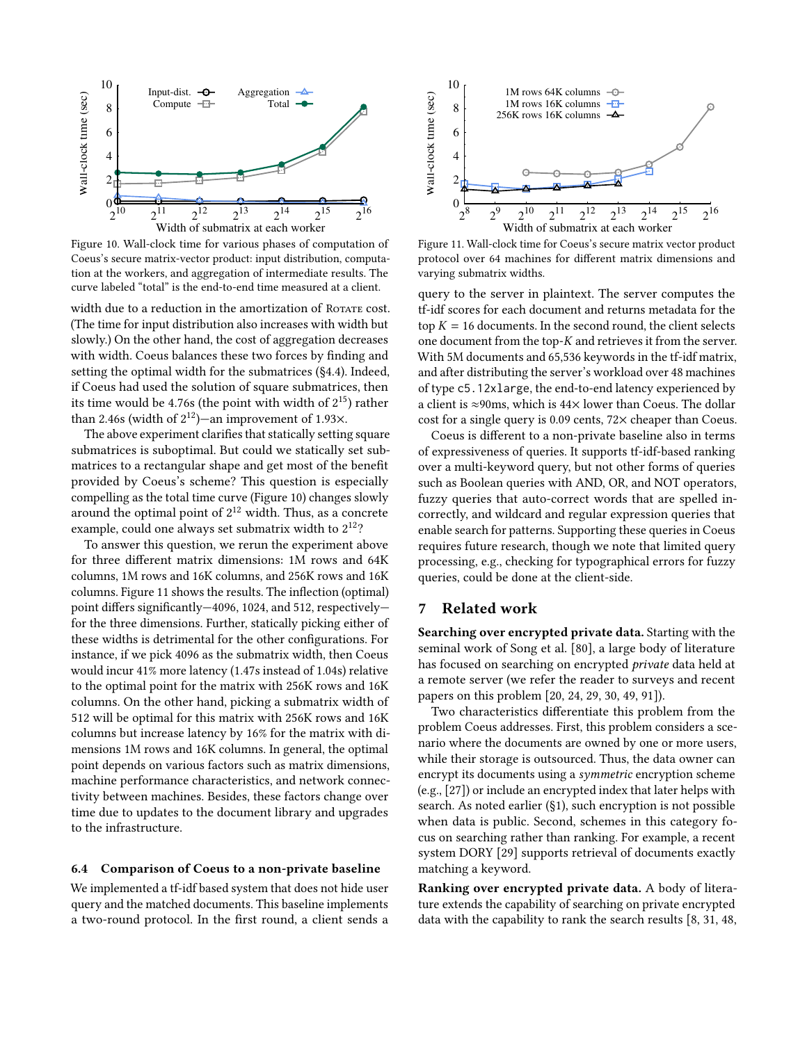Figure 10. Wall-clock time for various phases of computation of Coeus's secure matrix-vector product: input distribution, computation at the workers, and aggregation of intermediate results. The curve labeled "total" is the end-to-end time measured at a client.

Figure 11. Wall-clock time for Coeus's secure matrix vector product protocol over 64 machines for different matrix dimensions and varying submatrix widths.

width due to a reduction in the amortization of Rotate cost. (The time for input distribution also increases with width but slowly.) On the other hand, the cost of aggregation decreases with width. Coeus balances these two forces by finding and setting the optimal width for the submatrices (§4.4). Indeed, if Coeus had used the solution of square submatrices, then its time would be 4.76s (the point with width of $2^{15}$) rather than 2.46s (width of $2^{12}$)—an improvement of 1.93×.

The above experiment clarifies that statically setting square submatrices is suboptimal. But could we statically set submatrices to a rectangular shape and get most of the benefit provided by Coeus's scheme? This question is especially compelling as the total time curve (Figure 10) changes slowly around the optimal point of $2^{12}$ width. Thus, as a concrete example, could one always set submatrix width to $2^{12}$?

To answer this question, we rerun the experiment above for three different matrix dimensions: 1M rows and 64K columns, 1M rows and 16K columns, and 256K rows and 16K columns. Figure 11 shows the results. The inflection (optimal) point differs significantly—4096, 1024, and 512, respectively—for the three dimensions. Further, statically picking either of these widths is detrimental for the other configurations. For instance, if we pick 4096 as the submatrix width, then Coeus would incur 41% more latency (1.47s instead of 1.04s) relative to the optimal point for the matrix with 256K rows and 16K columns. On the other hand, picking a submatrix width of 512 will be optimal for this matrix with 256K rows and 16K columns but increase latency by 16% for the matrix with dimensions 1M rows and 16K columns. In general, the optimal point depends on various factors such as matrix dimensions, machine performance characteristics, and network connectivity between machines. Besides, these factors change over time due to updates to the document library and upgrades to the infrastructure.

### 6.4 Comparison of Coeus to a non-private baseline

We implemented a tf-idf based system that does not hide user query and the matched documents. This baseline implements a two-round protocol. In the first round, a client sends a query to the server in plaintext. The server computes the tf-idf scores for each document and returns metadata for the top $K = 16$ documents. In the second round, the client selects one document from the top-$K$ and retrieves it from the server. With 5M documents and 65,536 keywords in the tf-idf matrix, and after distributing the server's workload over 48 machines of type `c5.12xlarge`, the end-to-end latency experienced by a client is ≈90ms, which is 44× lower than Coeus. The dollar cost for a single query is 0.09 cents, 72× cheaper than Coeus.

Coeus is different to a non-private baseline also in terms of expressiveness of queries. It supports tf-idf-based ranking over a multi-keyword query, but not other forms of queries such as Boolean queries with AND, OR, and NOT operators, fuzzy queries that auto-correct words that are spelled incorrectly, and wildcard and regular expression queries that enable search for patterns. Supporting these queries in Coeus requires future research, though we note that limited query processing, e.g., checking for typographical errors for fuzzy queries, could be done at the client-side.

## 7 Related work

**Searching over encrypted private data.** Starting with the seminal work of Song et al. [80], a large body of literature has focused on searching on encrypted *private* data held at a remote server (we refer the reader to surveys and recent papers on this problem [20, 24, 29, 30, 49, 91]).

Two characteristics differentiate this problem from the problem Coeus addresses. First, this problem considers a scenario where the documents are owned by one or more users, while their storage is outsourced. Thus, the data owner can encrypt its documents using a *symmetric* encryption scheme (e.g., [27]) or include an encrypted index that later helps with search. As noted earlier (§1), such encryption is not possible when data is public. Second, schemes in this category focus on searching rather than ranking. For example, a recent system DORY [29] supports retrieval of documents exactly matching a keyword.

**Ranking over encrypted private data.** A body of literature extends the capability of searching on private encrypted data with the capability to rank the search results [8, 31, 48,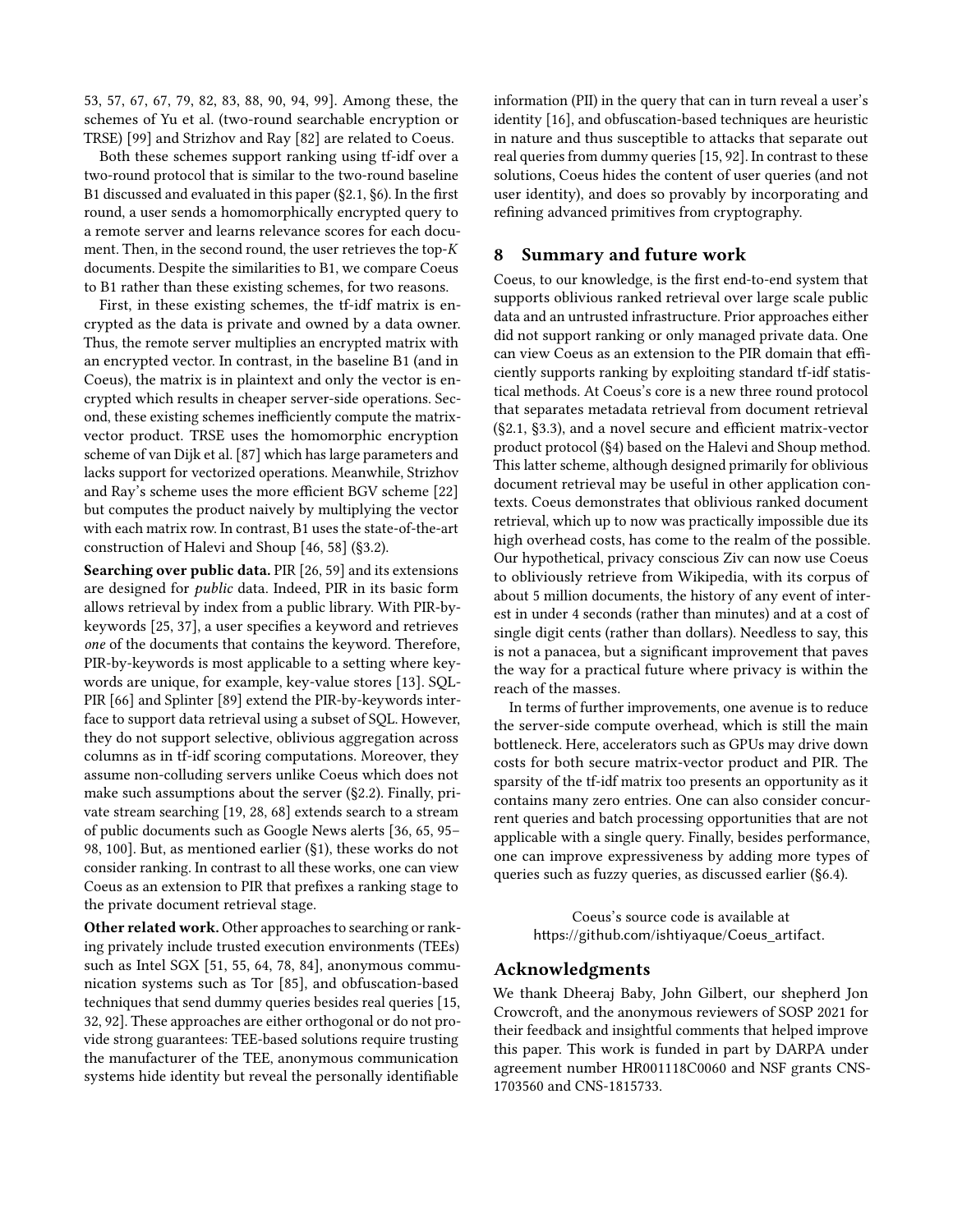53, 57, 67, 67, 79, 82, 83, 88, 90, 94, 99]. Among these, the schemes of Yu et al. (two-round searchable encryption or TRSE) [99] and Strizhov and Ray [82] are related to Coeus.

Both these schemes support ranking using tf-idf over a two-round protocol that is similar to the two-round baseline B1 discussed and evaluated in this paper (§2.1, §6). In the first round, a user sends a homomorphically encrypted query to a remote server and learns relevance scores for each document. Then, in the second round, the user retrieves the top-$K$ documents. Despite the similarities to B1, we compare Coeus to B1 rather than these existing schemes, for two reasons.

First, in these existing schemes, the tf-idf matrix is encrypted as the data is private and owned by a data owner. Thus, the remote server multiplies an encrypted matrix with an encrypted vector. In contrast, in the baseline B1 (and in Coeus), the matrix is in plaintext and only the vector is encrypted which results in cheaper server-side operations. Second, these existing schemes inefficiently compute the matrix-vector product. TRSE uses the homomorphic encryption scheme of van Dijk et al. [87] which has large parameters and lacks support for vectorized operations. Meanwhile, Strizhov and Ray's scheme uses the more efficient BGV scheme [22] but computes the product naively by multiplying the vector with each matrix row. In contrast, B1 uses the state-of-the-art construction of Halevi and Shoup [46, 58] (§3.2).

**Searching over public data.** PIR [26, 59] and its extensions are designed for *public* data. Indeed, PIR in its basic form allows retrieval by index from a public library. With PIR-by-keywords [25, 37], a user specifies a keyword and retrieves *one* of the documents that contains the keyword. Therefore, PIR-by-keywords is most applicable to a setting where keywords are unique, for example, key-value stores [13]. SQL-PIR [66] and Splinter [89] extend the PIR-by-keywords interface to support data retrieval using a subset of SQL. However, they do not support selective, oblivious aggregation across columns as in tf-idf scoring computations. Moreover, they assume non-colluding servers unlike Coeus which does not make such assumptions about the server (§2.2). Finally, private stream searching [19, 28, 68] extends search to a stream of public documents such as Google News alerts [36, 65, 95–98, 100]. But, as mentioned earlier (§1), these works do not consider ranking. In contrast to all these works, one can view Coeus as an extension to PIR that prefixes a ranking stage to the private document retrieval stage.

**Other related work.** Other approaches to searching or ranking privately include trusted execution environments (TEEs) such as Intel SGX [51, 55, 64, 78, 84], anonymous communication systems such as Tor [85], and obfuscation-based techniques that send dummy queries besides real queries [15, 32, 92]. These approaches are either orthogonal or do not provide strong guarantees: TEE-based solutions require trusting the manufacturer of the TEE, anonymous communication systems hide identity but reveal the personally identifiable information (PII) in the query that can in turn reveal a user's identity [16], and obfuscation-based techniques are heuristic in nature and thus susceptible to attacks that separate out real queries from dummy queries [15, 92]. In contrast to these solutions, Coeus hides the content of user queries (and not user identity), and does so provably by incorporating and refining advanced primitives from cryptography.

## 8 Summary and future work

Coeus, to our knowledge, is the first end-to-end system that supports oblivious ranked retrieval over large scale public data and an untrusted infrastructure. Prior approaches either did not support ranking or only managed private data. One can view Coeus as an extension to the PIR domain that efficiently supports ranking by exploiting standard tf-idf statistical methods. At Coeus's core is a new three round protocol that separates metadata retrieval from document retrieval (§2.1, §3.3), and a novel secure and efficient matrix-vector product protocol (§4) based on the Halevi and Shoup method. This latter scheme, although designed primarily for oblivious document retrieval may be useful in other application contexts. Coeus demonstrates that oblivious ranked document retrieval, which up to now was practically impossible due its high overhead costs, has come to the realm of the possible. Our hypothetical, privacy conscious Ziv can now use Coeus to obliviously retrieve from Wikipedia, with its corpus of about 5 million documents, the history of any event of interest in under 4 seconds (rather than minutes) and at a cost of single digit cents (rather than dollars). Needless to say, this is not a panacea, but a significant improvement that paves the way for a practical future where privacy is within the reach of the masses.

In terms of further improvements, one avenue is to reduce the server-side compute overhead, which is still the main bottleneck. Here, accelerators such as GPUs may drive down costs for both secure matrix-vector product and PIR. The sparsity of the tf-idf matrix too presents an opportunity as it contains many zero entries. One can also consider concurrent queries and batch processing opportunities that are not applicable with a single query. Finally, besides performance, one can improve expressiveness by adding more types of queries such as fuzzy queries, as discussed earlier (§6.4).

Coeus's source code is available at https://github.com/ishtiyaque/Coeus_artifact.

## Acknowledgments

We thank Dheeraj Baby, John Gilbert, our shepherd Jon Crowcroft, and the anonymous reviewers of SOSP 2021 for their feedback and insightful comments that helped improve this paper. This work is funded in part by DARPA under agreement number HR001118C0060 and NSF grants CNS-1703560 and CNS-1815733.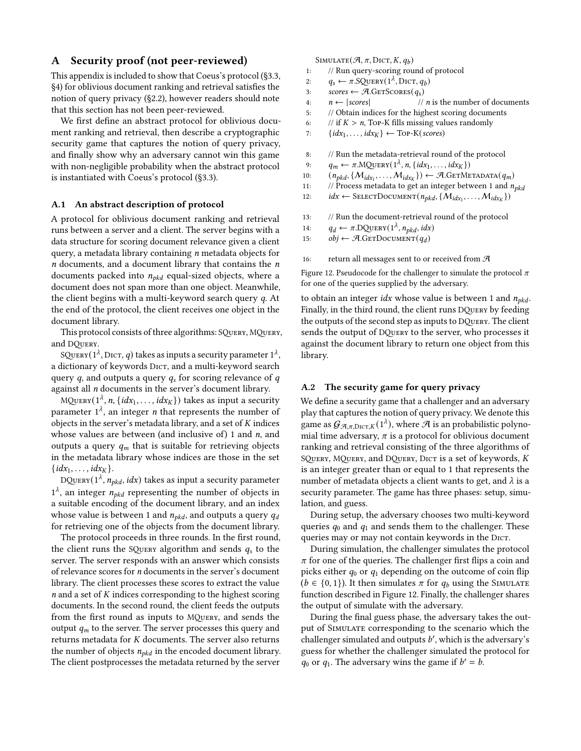## A Security proof (not peer-reviewed)

This appendix is included to show that Coeus's protocol (§3.3, §4) for oblivious document ranking and retrieval satisfies the notion of query privacy (§2.2), however readers should note that this section has not been peer-reviewed.

We first define an abstract protocol for oblivious document ranking and retrieval, then describe a cryptographic security game that captures the notion of query privacy, and finally show why an adversary cannot win this game with non-negligible probability when the abstract protocol is instantiated with Coeus's protocol (§3.3).

### A.1 An abstract description of protocol

A protocol for oblivious document ranking and retrieval runs between a server and a client. The server begins with a data structure for scoring document relevance given a client query, a metadata library containing $n$ metadata objects for $n$ documents, and a document library that contains the $n$ documents packed into $n_{pkd}$ equal-sized objects, where a document does not span more than one object. Meanwhile, the client begins with a multi-keyword search query $q$. At the end of the protocol, the client receives one object in the document library.

This protocol consists of three algorithms: SQuery, MQuery, and DQuery.

SQuery($1^\lambda$, Dict, $q$) takes as inputs a security parameter $1^\lambda$, a dictionary of keywords Dict, and a multi-keyword search query $q$, and outputs a query $q_s$ for scoring relevance of $q$ against all $n$ documents in the server's document library.

MQuery($1^\lambda$, $n$, $\{idx_1, \ldots, idx_K\}$) takes as input a security parameter $1^\lambda$, an integer $n$ that represents the number of objects in the server's metadata library, and a set of $K$ indices whose values are between (and inclusive of) 1 and $n$, and outputs a query $q_m$ that is suitable for retrieving objects in the metadata library whose indices are those in the set $\{idx_1, \ldots, idx_K\}$.

DQuery($1^\lambda$, $n_{pkd}$, $idx$) takes as input a security parameter $1^\lambda$, an integer $n_{pkd}$ representing the number of objects in a suitable encoding of the document library, and an index whose value is between 1 and $n_{pkd}$, and outputs a query $q_d$ for retrieving one of the objects from the document library.

The protocol proceeds in three rounds. In the first round, the client runs the SQuery algorithm and sends $q_s$ to the server. The server responds with an answer which consists of relevance scores for $n$ documents in the server's document library. The client processes these scores to extract the value $n$ and a set of $K$ indices corresponding to the highest scoring documents. In the second round, the client feeds the outputs from the first round as inputs to MQuery, and sends the output $q_m$ to the server. The server processes this query and returns metadata for $K$ documents. The server also returns the number of objects $n_{pkd}$ in the encoded document library. The client postprocesses the metadata returned by the server to obtain an integer $idx$ whose value is between 1 and $n_{pkd}$. Finally, in the third round, the client runs DQuery by feeding the outputs of the second step as inputs to DQuery. The client sends the output of DQuery to the server, who processes it against the document library to return one object from this library.

```
Simulate(A, π, Dict, K, q_b)
1:  // Run query-scoring round of protocol
2:  q_s ← π.SQuery(1^λ, Dict, q_b)
3:  scores ← A.GetScores(q_s)
4:  n ← |scores|                    // n is the number of documents
5:  // Obtain indices for the highest scoring documents
6:  // if K > n, Top-K fills missing values randomly
7:  {idx_1, ..., idx_K} ← Top-K(scores)

8:  // Run the metadata-retrieval round of the protocol
9:  q_m ← π.MQuery(1^λ, n, {idx_1, ..., idx_K})
10: (n_pkd, {M_idx_1, ..., M_idx_K}) ← A.GetMetadata(q_m)
11: // Process metadata to get an integer between 1 and n_pkd
12: idx ← SelectDocument(n_pkd, {M_idx_1, ..., M_idx_K})

13: // Run the document-retrieval round of the protocol
14: q_d ← π.DQuery(1^λ, n_pkd, idx)
15: obj ← A.GetDocument(q_d)

16: return all messages sent to or received from A
```

Figure 12. Pseudocode for the challenger to simulate the protocol $\pi$ for one of the queries supplied by the adversary.

### A.2 The security game for query privacy

We define a security game that a challenger and an adversary play that captures the notion of query privacy. We denote this game as $\mathcal{G}_{\mathcal{A},\pi,\text{Dict},K}(1^\lambda)$, where $\mathcal{A}$ is an probabilistic polynomial time adversary, $\pi$ is a protocol for oblivious document ranking and retrieval consisting of the three algorithms of SQuery, MQuery, and DQuery, Dict is a set of keywords, $K$ is an integer greater than or equal to 1 that represents the number of metadata objects a client wants to get, and $\lambda$ is a security parameter. The game has three phases: setup, simulation, and guess.

During setup, the adversary chooses two multi-keyword queries $q_0$ and $q_1$ and sends them to the challenger. These queries may or may not contain keywords in the Dict.

During simulation, the challenger simulates the protocol $\pi$ for one of the queries. The challenger first flips a coin and picks either $q_0$ or $q_1$ depending on the outcome of coin flip ($b \in \{0, 1\}$). It then simulates $\pi$ for $q_b$ using the Simulate function described in Figure 12. Finally, the challenger shares the output of simulate with the adversary.

During the final guess phase, the adversary takes the output of Simulate corresponding to the scenario which the challenger simulated and outputs $b'$, which is the adversary's guess for whether the challenger simulated the protocol for $q_0$ or $q_1$. The adversary wins the game if $b' = b$.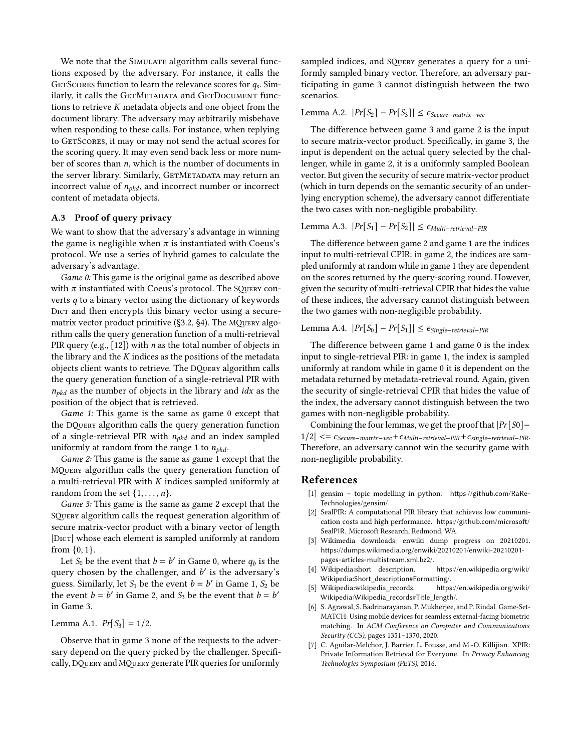We note that the SIMULATE algorithm calls several functions exposed by the adversary. For instance, it calls the GETSCORES function to learn the relevance scores for $q_s$. Similarly, it calls the GETMETADATA and GETDOCUMENT functions to retrieve $K$ metadata objects and one object from the document library. The adversary may arbitrarily misbehave when responding to these calls. For instance, when replying to GETSCORES, it may or may not send the actual scores for the scoring query. It may even send back less or more number of scores than $n$, which is the number of documents in the server library. Similarly, GETMETADATA may return an incorrect value of $n_{pkd}$, and incorrect number or incorrect content of metadata objects.

### A.3 Proof of query privacy

We want to show that the adversary's advantage in winning the game is negligible when $\pi$ is instantiated with Coeus's protocol. We use a series of hybrid games to calculate the adversary's advantage.

*Game 0:* This game is the original game as described above with $\pi$ instantiated with Coeus's protocol. The SQUERY converts $q$ to a binary vector using the dictionary of keywords DICT and then encrypts this binary vector using a secure-matrix vector product primitive (§3.2, §4). The MQUERY algorithm calls the query generation function of a multi-retrieval PIR query (e.g., [12]) with $n$ as the total number of objects in the library and the $K$ indices as the positions of the metadata objects client wants to retrieve. The DQUERY algorithm calls the query generation function of a single-retrieval PIR with $n_{pkd}$ as the number of objects in the library and $idx$ as the position of the object that is retrieved.

*Game 1:* This game is the same as game 0 except that the DQUERY algorithm calls the query generation function of a single-retrieval PIR with $n_{pkd}$ and an index sampled uniformly at random from the range 1 to $n_{pkd}$.

*Game 2:* This game is the same as game 1 except that the MQUERY algorithm calls the query generation function of a multi-retrieval PIR with $K$ indices sampled uniformly at random from the set $\{1, \ldots, n\}$.

*Game 3:* This game is the same as game 2 except that the SQUERY algorithm calls the request generation algorithm of secure matrix-vector product with a binary vector of length $|\text{DICT}|$ whose each element is sampled uniformly at random from $\{0, 1\}$.

Let $S_0$ be the event that $b = b'$ in Game 0, where $q_b$ is the query chosen by the challenger, and $b'$ is the adversary's guess. Similarly, let $S_1$ be the event $b = b'$ in Game 1, $S_2$ be the event $b = b'$ in Game 2, and $S_3$ be the event that $b = b'$ in Game 3.

Lemma A.1. $Pr[S_3] = 1/2$.

Observe that in game 3 none of the requests to the adversary depend on the query picked by the challenger. Specifically, DQUERY and MQUERY generate PIR queries for uniformly sampled indices, and SQUERY generates a query for a uniformly sampled binary vector. Therefore, an adversary participating in game 3 cannot distinguish between the two scenarios.

Lemma A.2. $|Pr[S_2] - Pr[S_3]| \leq \epsilon_{Secure-matrix-vec}$

The difference between game 3 and game 2 is the input to secure matrix-vector product. Specifically, in game 3, the input is dependent on the actual query selected by the challenger, while in game 2, it is a uniformly sampled Boolean vector. But given the security of secure matrix-vector product (which in turn depends on the semantic security of an underlying encryption scheme), the adversary cannot differentiate the two cases with non-negligible probability.

Lemma A.3. $|Pr[S_1] - Pr[S_2]| \leq \epsilon_{Multi-retrieval-PIR}$

The difference between game 2 and game 1 are the indices input to multi-retrieval CPIR: in game 2, the indices are sampled uniformly at random while in game 1 they are dependent on the scores returned by the query-scoring round. However, given the security of multi-retrieval CPIR that hides the value of these indices, the adversary cannot distinguish between the two games with non-negligible probability.

Lemma A.4. $|Pr[S_0] - Pr[S_1]| \leq \epsilon_{Single-retrieval-PIR}$

The difference between game 1 and game 0 is the index input to single-retrieval PIR: in game 1, the index is sampled uniformly at random while in game 0 it is dependent on the metadata returned by metadata-retrieval round. Again, given the security of single-retrieval CPIR that hides the value of the index, the adversary cannot distinguish between the two games with non-negligible probability.

Combining the four lemmas, we get the proof that $|Pr[S0] - 1/2| <= \epsilon_{Secure-matrix-vec} + \epsilon_{Multi-retrieval-PIR} + \epsilon_{single-retrieval-PIR}$. Therefore, an adversary cannot win the security game with non-negligible probability.

## References

[1] gensim – topic modelling in python. https://github.com/RaRe-Technologies/gensim/.

[2] SealPIR: A computational PIR library that achieves low communication costs and high performance. https://github.com/microsoft/SealPIR. Microsoft Research, Redmond, WA.

[3] Wikimedia downloads: enwiki dump progress on 20210201. https://dumps.wikimedia.org/enwiki/20210201/enwiki-20210201-pages-articles-multistream.xml.bz2/.

[4] Wikipedia:short description. https://en.wikipedia.org/wiki/Wikipedia:Short_description#Formatting/.

[5] Wikipedia:wikipedia_records. https://en.wikipedia.org/wiki/Wikipedia:Wikipedia_records#Title_length/.

[6] S. Agrawal, S. Badrinarayanan, P. Mukherjee, and P. Rindal. Game-Set-MATCH: Using mobile devices for seamless external-facing biometric matching. In *ACM Conference on Computer and Communications Security (CCS)*, pages 1351–1370, 2020.

[7] C. Aguilar-Melchor, J. Barrier, L. Fousse, and M.-O. Killijian. XPIR: Private Information Retrieval for Everyone. In *Privacy Enhancing Technologies Symposium (PETS)*, 2016.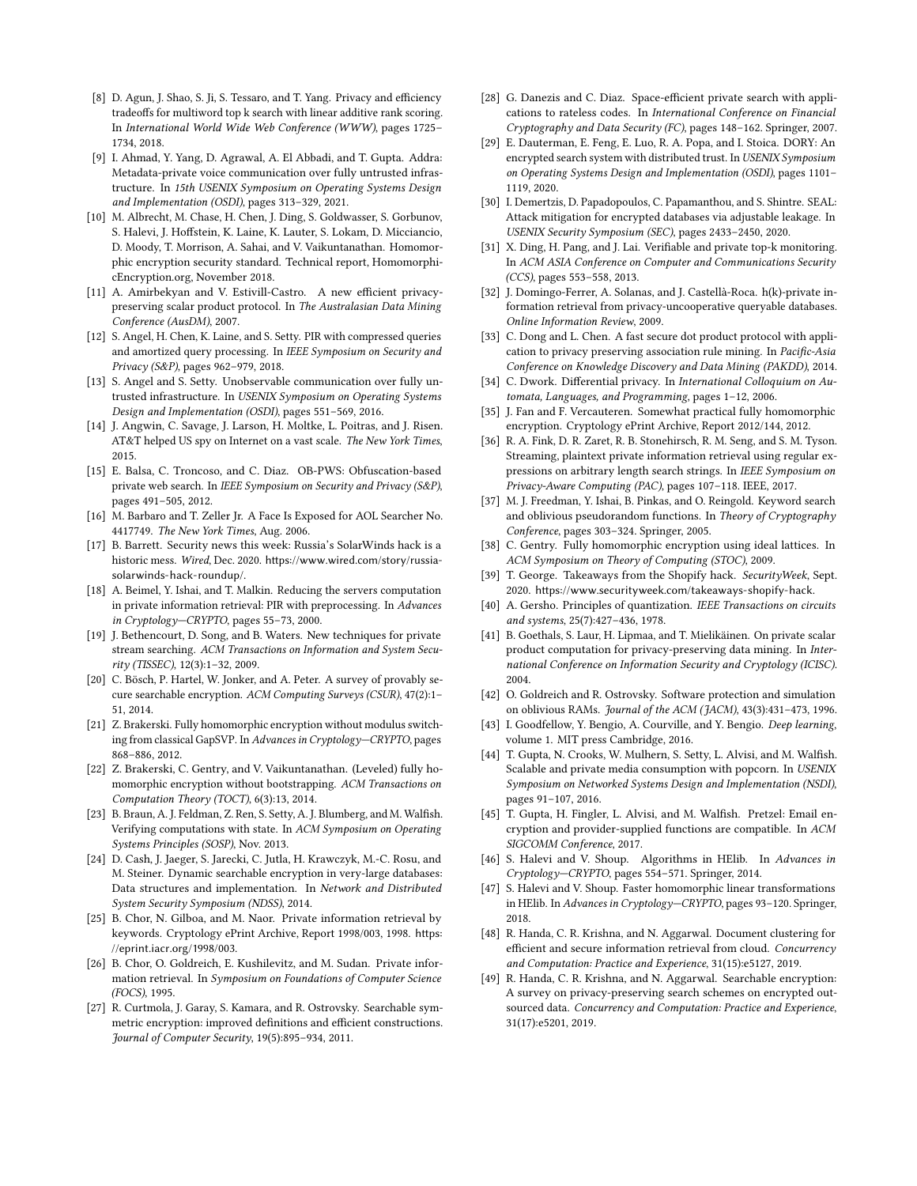[8] D. Agun, J. Shao, S. Ji, S. Tessaro, and T. Yang. Privacy and efficiency tradeoffs for multiword top k search with linear additive rank scoring. In *International World Wide Web Conference (WWW)*, pages 1725–1734, 2018.

[9] I. Ahmad, Y. Yang, D. Agrawal, A. El Abbadi, and T. Gupta. Addra: Metadata-private voice communication over fully untrusted infrastructure. In *15th USENIX Symposium on Operating Systems Design and Implementation (OSDI)*, pages 313–329, 2021.

[10] M. Albrecht, M. Chase, H. Chen, J. Ding, S. Goldwasser, S. Gorbunov, S. Halevi, J. Hoffstein, K. Laine, K. Lauter, S. Lokam, D. Micciancio, D. Moody, T. Morrison, A. Sahai, and V. Vaikuntanathan. Homomorphic encryption security standard. Technical report, HomomorphicEncryption.org, November 2018.

[11] A. Amirbekyan and V. Estivill-Castro. A new efficient privacy-preserving scalar product protocol. In *The Australasian Data Mining Conference (AusDM)*, 2007.

[12] S. Angel, H. Chen, K. Laine, and S. Setty. PIR with compressed queries and amortized query processing. In *IEEE Symposium on Security and Privacy (S&P)*, pages 962–979, 2018.

[13] S. Angel and S. Setty. Unobservable communication over fully untrusted infrastructure. In *USENIX Symposium on Operating Systems Design and Implementation (OSDI)*, pages 551–569, 2016.

[14] J. Angwin, C. Savage, J. Larson, H. Moltke, L. Poitras, and J. Risen. AT&T helped US spy on Internet on a vast scale. *The New York Times*, 2015.

[15] E. Balsa, C. Troncoso, and C. Diaz. OB-PWS: Obfuscation-based private web search. In *IEEE Symposium on Security and Privacy (S&P)*, pages 491–505, 2012.

[16] M. Barbaro and T. Zeller Jr. A Face Is Exposed for AOL Searcher No. 4417749. *The New York Times*, Aug. 2006.

[17] B. Barrett. Security news this week: Russia's SolarWinds hack is a historic mess. *Wired*, Dec. 2020. https://www.wired.com/story/russia-solarwinds-hack-roundup/.

[18] A. Beimel, Y. Ishai, and T. Malkin. Reducing the servers computation in private information retrieval: PIR with preprocessing. In *Advances in Cryptology—CRYPTO*, pages 55–73, 2000.

[19] J. Bethencourt, D. Song, and B. Waters. New techniques for private stream searching. *ACM Transactions on Information and System Security (TISSEC)*, 12(3):1–32, 2009.

[20] C. Bösch, P. Hartel, W. Jonker, and A. Peter. A survey of provably secure searchable encryption. *ACM Computing Surveys (CSUR)*, 47(2):1–51, 2014.

[21] Z. Brakerski. Fully homomorphic encryption without modulus switching from classical GapSVP. In *Advances in Cryptology—CRYPTO*, pages 868–886, 2012.

[22] Z. Brakerski, C. Gentry, and V. Vaikuntanathan. (Leveled) fully homomorphic encryption without bootstrapping. *ACM Transactions on Computation Theory (TOCT)*, 6(3):13, 2014.

[23] B. Braun, A. J. Feldman, Z. Ren, S. Setty, A. J. Blumberg, and M. Walfish. Verifying computations with state. In *ACM Symposium on Operating Systems Principles (SOSP)*, Nov. 2013.

[24] D. Cash, J. Jaeger, S. Jarecki, C. Jutla, H. Krawczyk, M.-C. Rosu, and M. Steiner. Dynamic searchable encryption in very-large databases: Data structures and implementation. In *Network and Distributed System Security Symposium (NDSS)*, 2014.

[25] B. Chor, N. Gilboa, and M. Naor. Private information retrieval by keywords. Cryptology ePrint Archive, Report 1998/003, 1998. https://eprint.iacr.org/1998/003.

[26] B. Chor, O. Goldreich, E. Kushilevitz, and M. Sudan. Private information retrieval. In *Symposium on Foundations of Computer Science (FOCS)*, 1995.

[27] R. Curtmola, J. Garay, S. Kamara, and R. Ostrovsky. Searchable symmetric encryption: improved definitions and efficient constructions. *Journal of Computer Security*, 19(5):895–934, 2011.

[28] G. Danezis and C. Diaz. Space-efficient private search with applications to rateless codes. In *International Conference on Financial Cryptography and Data Security (FC)*, pages 148–162. Springer, 2007.

[29] E. Dauterman, E. Feng, E. Luo, R. A. Popa, and I. Stoica. DORY: An encrypted search system with distributed trust. In *USENIX Symposium on Operating Systems Design and Implementation (OSDI)*, pages 1101–1119, 2020.

[30] I. Demertzis, D. Papadopoulos, C. Papamanthou, and S. Shintre. SEAL: Attack mitigation for encrypted databases via adjustable leakage. In *USENIX Security Symposium (SEC)*, pages 2433–2450, 2020.

[31] X. Ding, H. Pang, and J. Lai. Verifiable and private top-k monitoring. In *ACM ASIA Conference on Computer and Communications Security (CCS)*, pages 553–558, 2013.

[32] J. Domingo-Ferrer, A. Solanas, and J. Castellà-Roca. h(k)-private information retrieval from privacy-uncooperative queryable databases. *Online Information Review*, 2009.

[33] C. Dong and L. Chen. A fast secure dot product protocol with application to privacy preserving association rule mining. In *Pacific-Asia Conference on Knowledge Discovery and Data Mining (PAKDD)*, 2014.

[34] C. Dwork. Differential privacy. In *International Colloquium on Automata, Languages, and Programming*, pages 1–12, 2006.

[35] J. Fan and F. Vercauteren. Somewhat practical fully homomorphic encryption. Cryptology ePrint Archive, Report 2012/144, 2012.

[36] R. A. Fink, D. R. Zaret, R. B. Stonehirsch, R. M. Seng, and S. M. Tyson. Streaming, plaintext private information retrieval using regular expressions on arbitrary length search strings. In *IEEE Symposium on Privacy-Aware Computing (PAC)*, pages 107–118. IEEE, 2017.

[37] M. J. Freedman, Y. Ishai, B. Pinkas, and O. Reingold. Keyword search and oblivious pseudorandom functions. In *Theory of Cryptography Conference*, pages 303–324. Springer, 2005.

[38] C. Gentry. Fully homomorphic encryption using ideal lattices. In *ACM Symposium on Theory of Computing (STOC)*, 2009.

[39] T. George. Takeaways from the Shopify hack. *SecurityWeek*, Sept. 2020. https://www.securityweek.com/takeaways-shopify-hack.

[40] A. Gersho. Principles of quantization. *IEEE Transactions on circuits and systems*, 25(7):427–436, 1978.

[41] B. Goethals, S. Laur, H. Lipmaa, and T. Mielikäinen. On private scalar product computation for privacy-preserving data mining. In *International Conference on Information Security and Cryptology (ICISC)*. 2004.

[42] O. Goldreich and R. Ostrovsky. Software protection and simulation on oblivious RAMs. *Journal of the ACM (JACM)*, 43(3):431–473, 1996.

[43] I. Goodfellow, Y. Bengio, A. Courville, and Y. Bengio. *Deep learning*, volume 1. MIT press Cambridge, 2016.

[44] T. Gupta, N. Crooks, W. Mulhern, S. Setty, L. Alvisi, and M. Walfish. Scalable and private media consumption with popcorn. In *USENIX Symposium on Networked Systems Design and Implementation (NSDI)*, pages 91–107, 2016.

[45] T. Gupta, H. Fingler, L. Alvisi, and M. Walfish. Pretzel: Email encryption and provider-supplied functions are compatible. In *ACM SIGCOMM Conference*, 2017.

[46] S. Halevi and V. Shoup. Algorithms in HElib. In *Advances in Cryptology—CRYPTO*, pages 554–571. Springer, 2014.

[47] S. Halevi and V. Shoup. Faster homomorphic linear transformations in HElib. In *Advances in Cryptology—CRYPTO*, pages 93–120. Springer, 2018.

[48] R. Handa, C. R. Krishna, and N. Aggarwal. Document clustering for efficient and secure information retrieval from cloud. *Concurrency and Computation: Practice and Experience*, 31(15):e5127, 2019.

[49] R. Handa, C. R. Krishna, and N. Aggarwal. Searchable encryption: A survey on privacy-preserving search schemes on encrypted outsourced data. *Concurrency and Computation: Practice and Experience*, 31(17):e5201, 2019.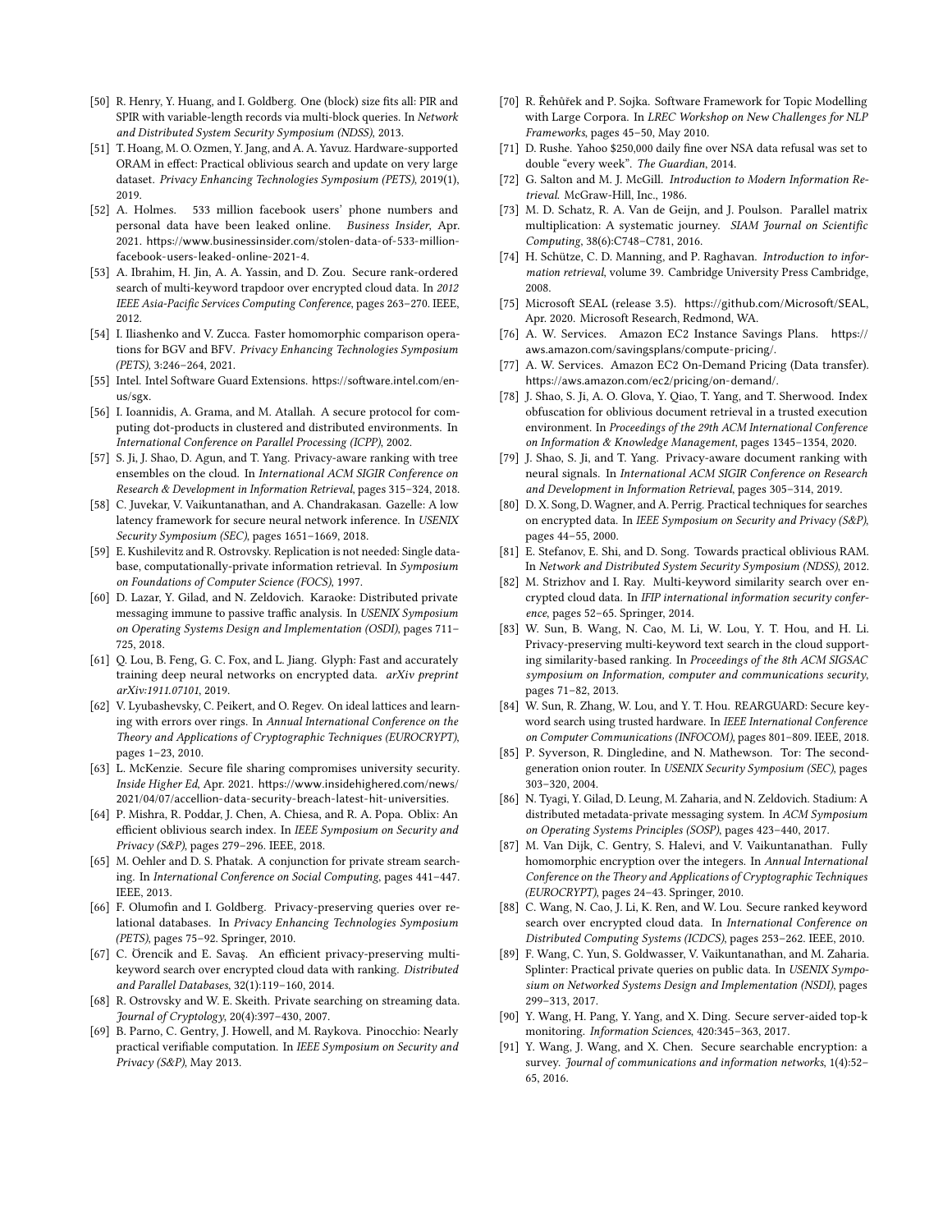[50] R. Henry, Y. Huang, and I. Goldberg. One (block) size fits all: PIR and SPIR with variable-length records via multi-block queries. In *Network and Distributed System Security Symposium (NDSS)*, 2013.

[51] T. Hoang, M. O. Ozmen, Y. Jang, and A. A. Yavuz. Hardware-supported ORAM in effect: Practical oblivious search and update on very large dataset. *Privacy Enhancing Technologies Symposium (PETS)*, 2019(1), 2019.

[52] A. Holmes. 533 million facebook users' phone numbers and personal data have been leaked online. *Business Insider*, Apr. 2021. https://www.businessinsider.com/stolen-data-of-533-million-facebook-users-leaked-online-2021-4.

[53] A. Ibrahim, H. Jin, A. A. Yassin, and D. Zou. Secure rank-ordered search of multi-keyword trapdoor over encrypted cloud data. In *2012 IEEE Asia-Pacific Services Computing Conference*, pages 263–270. IEEE, 2012.

[54] I. Iliashenko and V. Zucca. Faster homomorphic comparison operations for BGV and BFV. *Privacy Enhancing Technologies Symposium (PETS)*, 3:246–264, 2021.

[55] Intel. Intel Software Guard Extensions. https://software.intel.com/en-us/sgx.

[56] I. Ioannidis, A. Grama, and M. Atallah. A secure protocol for computing dot-products in clustered and distributed environments. In *International Conference on Parallel Processing (ICPP)*, 2002.

[57] S. Ji, J. Shao, D. Agun, and T. Yang. Privacy-aware ranking with tree ensembles on the cloud. In *International ACM SIGIR Conference on Research & Development in Information Retrieval*, pages 315–324, 2018.

[58] C. Juvekar, V. Vaikuntanathan, and A. Chandrakasan. Gazelle: A low latency framework for secure neural network inference. In *USENIX Security Symposium (SEC)*, pages 1651–1669, 2018.

[59] E. Kushilevitz and R. Ostrovsky. Replication is not needed: Single database, computationally-private information retrieval. In *Symposium on Foundations of Computer Science (FOCS)*, 1997.

[60] D. Lazar, Y. Gilad, and N. Zeldovich. Karaoke: Distributed private messaging immune to passive traffic analysis. In *USENIX Symposium on Operating Systems Design and Implementation (OSDI)*, pages 711–725, 2018.

[61] Q. Lou, B. Feng, G. C. Fox, and L. Jiang. Glyph: Fast and accurately training deep neural networks on encrypted data. *arXiv preprint arXiv:1911.07101*, 2019.

[62] V. Lyubashevsky, C. Peikert, and O. Regev. On ideal lattices and learning with errors over rings. In *Annual International Conference on the Theory and Applications of Cryptographic Techniques (EUROCRYPT)*, pages 1–23, 2010.

[63] L. McKenzie. Secure file sharing compromises university security. *Inside Higher Ed*, Apr. 2021. https://www.insidehighered.com/news/2021/04/07/accellion-data-security-breach-latest-hit-universities.

[64] P. Mishra, R. Poddar, J. Chen, A. Chiesa, and R. A. Popa. Oblix: An efficient oblivious search index. In *IEEE Symposium on Security and Privacy (S&P)*, pages 279–296. IEEE, 2018.

[65] M. Oehler and D. S. Phatak. A conjunction for private stream searching. In *International Conference on Social Computing*, pages 441–447. IEEE, 2013.

[66] F. Olumofin and I. Goldberg. Privacy-preserving queries over relational databases. In *Privacy Enhancing Technologies Symposium (PETS)*, pages 75–92. Springer, 2010.

[67] C. Örencik and E. Savaş. An efficient privacy-preserving multi-keyword search over encrypted cloud data with ranking. *Distributed and Parallel Databases*, 32(1):119–160, 2014.

[68] R. Ostrovsky and W. E. Skeith. Private searching on streaming data. *Journal of Cryptology*, 20(4):397–430, 2007.

[69] B. Parno, C. Gentry, J. Howell, and M. Raykova. Pinocchio: Nearly practical verifiable computation. In *IEEE Symposium on Security and Privacy (S&P)*, May 2013.

[70] R. Řehůřek and P. Sojka. Software Framework for Topic Modelling with Large Corpora. In *LREC Workshop on New Challenges for NLP Frameworks*, pages 45–50, May 2010.

[71] D. Rushe. Yahoo $250,000 daily fine over NSA data refusal was set to double "every week". *The Guardian*, 2014.

[72] G. Salton and M. J. McGill. *Introduction to Modern Information Retrieval*. McGraw-Hill, Inc., 1986.

[73] M. D. Schatz, R. A. Van de Geijn, and J. Poulson. Parallel matrix multiplication: A systematic journey. *SIAM Journal on Scientific Computing*, 38(6):C748–C781, 2016.

[74] H. Schütze, C. D. Manning, and P. Raghavan. *Introduction to information retrieval*, volume 39. Cambridge University Press Cambridge, 2008.

[75] Microsoft SEAL (release 3.5). https://github.com/Microsoft/SEAL, Apr. 2020. Microsoft Research, Redmond, WA.

[76] A. W. Services. Amazon EC2 Instance Savings Plans. https://aws.amazon.com/savingsplans/compute-pricing/.

[77] A. W. Services. Amazon EC2 On-Demand Pricing (Data transfer). https://aws.amazon.com/ec2/pricing/on-demand/.

[78] J. Shao, S. Ji, A. O. Glova, Y. Qiao, T. Yang, and T. Sherwood. Index obfuscation for oblivious document retrieval in a trusted execution environment. In *Proceedings of the 29th ACM International Conference on Information & Knowledge Management*, pages 1345–1354, 2020.

[79] J. Shao, S. Ji, and T. Yang. Privacy-aware document ranking with neural signals. In *International ACM SIGIR Conference on Research and Development in Information Retrieval*, pages 305–314, 2019.

[80] D. X. Song, D. Wagner, and A. Perrig. Practical techniques for searches on encrypted data. In *IEEE Symposium on Security and Privacy (S&P)*, pages 44–55, 2000.

[81] E. Stefanov, E. Shi, and D. Song. Towards practical oblivious RAM. In *Network and Distributed System Security Symposium (NDSS)*, 2012.

[82] M. Strizhov and I. Ray. Multi-keyword similarity search over encrypted cloud data. In *IFIP international information security conference*, pages 52–65. Springer, 2014.

[83] W. Sun, B. Wang, N. Cao, M. Li, W. Lou, Y. T. Hou, and H. Li. Privacy-preserving multi-keyword text search in the cloud supporting similarity-based ranking. In *Proceedings of the 8th ACM SIGSAC symposium on Information, computer and communications security*, pages 71–82, 2013.

[84] W. Sun, R. Zhang, W. Lou, and Y. T. Hou. REARGUARD: Secure keyword search using trusted hardware. In *IEEE International Conference on Computer Communications (INFOCOM)*, pages 801–809. IEEE, 2018.

[85] P. Syverson, R. Dingledine, and N. Mathewson. Tor: The second-generation onion router. In *USENIX Security Symposium (SEC)*, pages 303–320, 2004.

[86] N. Tyagi, Y. Gilad, D. Leung, M. Zaharia, and N. Zeldovich. Stadium: A distributed metadata-private messaging system. In *ACM Symposium on Operating Systems Principles (SOSP)*, pages 423–440, 2017.

[87] M. Van Dijk, C. Gentry, S. Halevi, and V. Vaikuntanathan. Fully homomorphic encryption over the integers. In *Annual International Conference on the Theory and Applications of Cryptographic Techniques (EUROCRYPT)*, pages 24–43. Springer, 2010.

[88] C. Wang, N. Cao, J. Li, K. Ren, and W. Lou. Secure ranked keyword search over encrypted cloud data. In *International Conference on Distributed Computing Systems (ICDCS)*, pages 253–262. IEEE, 2010.

[89] F. Wang, C. Yun, S. Goldwasser, V. Vaikuntanathan, and M. Zaharia. Splinter: Practical private queries on public data. In *USENIX Symposium on Networked Systems Design and Implementation (NSDI)*, pages 299–313, 2017.

[90] Y. Wang, H. Pang, Y. Yang, and X. Ding. Secure server-aided top-k monitoring. *Information Sciences*, 420:345–363, 2017.

[91] Y. Wang, J. Wang, and X. Chen. Secure searchable encryption: a survey. *Journal of communications and information networks*, 1(4):52–65, 2016.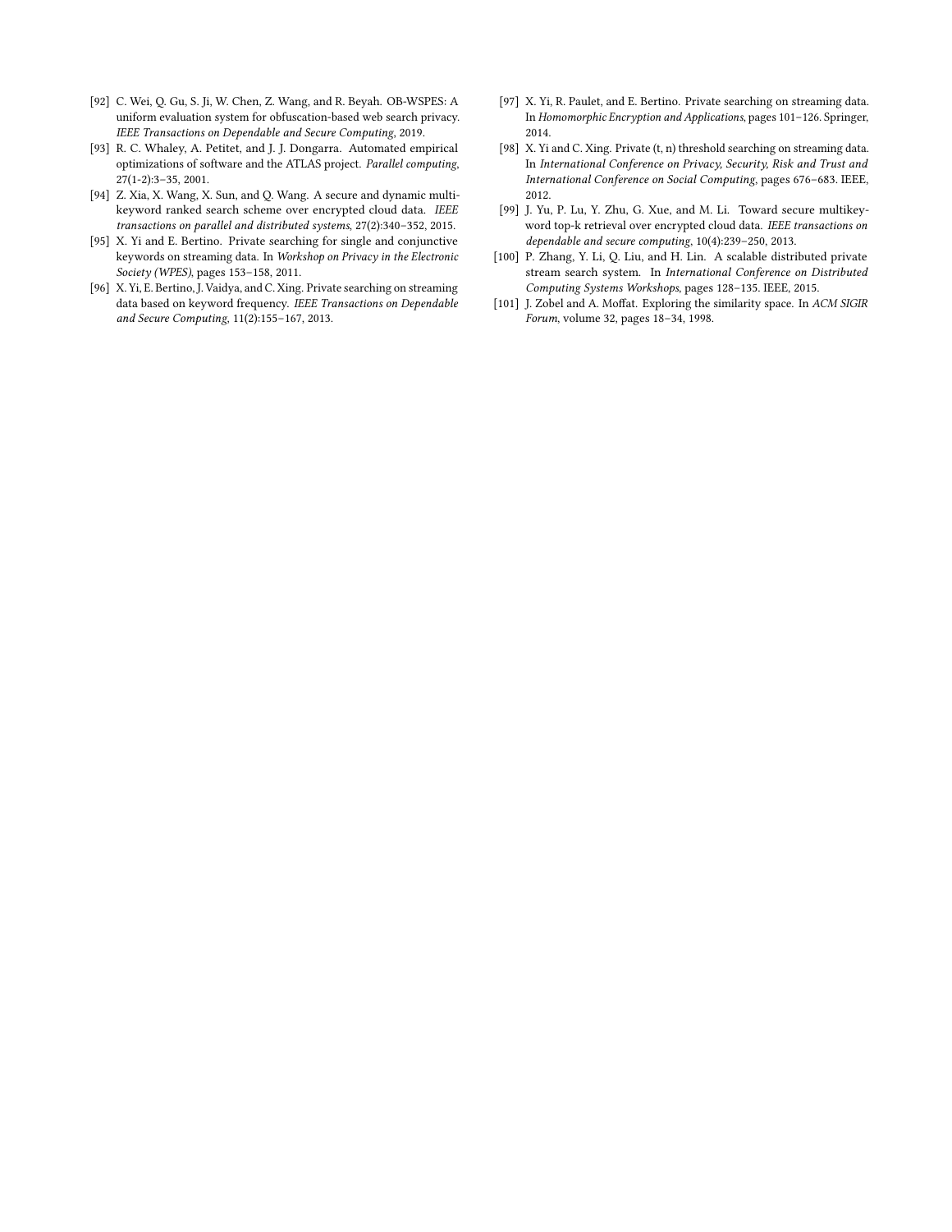[92] C. Wei, Q. Gu, S. Ji, W. Chen, Z. Wang, and R. Beyah. OB-WSPES: A uniform evaluation system for obfuscation-based web search privacy. *IEEE Transactions on Dependable and Secure Computing*, 2019.

[93] R. C. Whaley, A. Petitet, and J. J. Dongarra. Automated empirical optimizations of software and the ATLAS project. *Parallel computing*, 27(1-2):3–35, 2001.

[94] Z. Xia, X. Wang, X. Sun, and Q. Wang. A secure and dynamic multi-keyword ranked search scheme over encrypted cloud data. *IEEE transactions on parallel and distributed systems*, 27(2):340–352, 2015.

[95] X. Yi and E. Bertino. Private searching for single and conjunctive keywords on streaming data. In *Workshop on Privacy in the Electronic Society (WPES)*, pages 153–158, 2011.

[96] X. Yi, E. Bertino, J. Vaidya, and C. Xing. Private searching on streaming data based on keyword frequency. *IEEE Transactions on Dependable and Secure Computing*, 11(2):155–167, 2013.

[97] X. Yi, R. Paulet, and E. Bertino. Private searching on streaming data. In *Homomorphic Encryption and Applications*, pages 101–126. Springer, 2014.

[98] X. Yi and C. Xing. Private (t, n) threshold searching on streaming data. In *International Conference on Privacy, Security, Risk and Trust and International Conference on Social Computing*, pages 676–683. IEEE, 2012.

[99] J. Yu, P. Lu, Y. Zhu, G. Xue, and M. Li. Toward secure multikeyword top-k retrieval over encrypted cloud data. *IEEE transactions on dependable and secure computing*, 10(4):239–250, 2013.

[100] P. Zhang, Y. Li, Q. Liu, and H. Lin. A scalable distributed private stream search system. In *International Conference on Distributed Computing Systems Workshops*, pages 128–135. IEEE, 2015.

[101] J. Zobel and A. Moffat. Exploring the similarity space. In *ACM SIGIR Forum*, volume 32, pages 18–34, 1998.